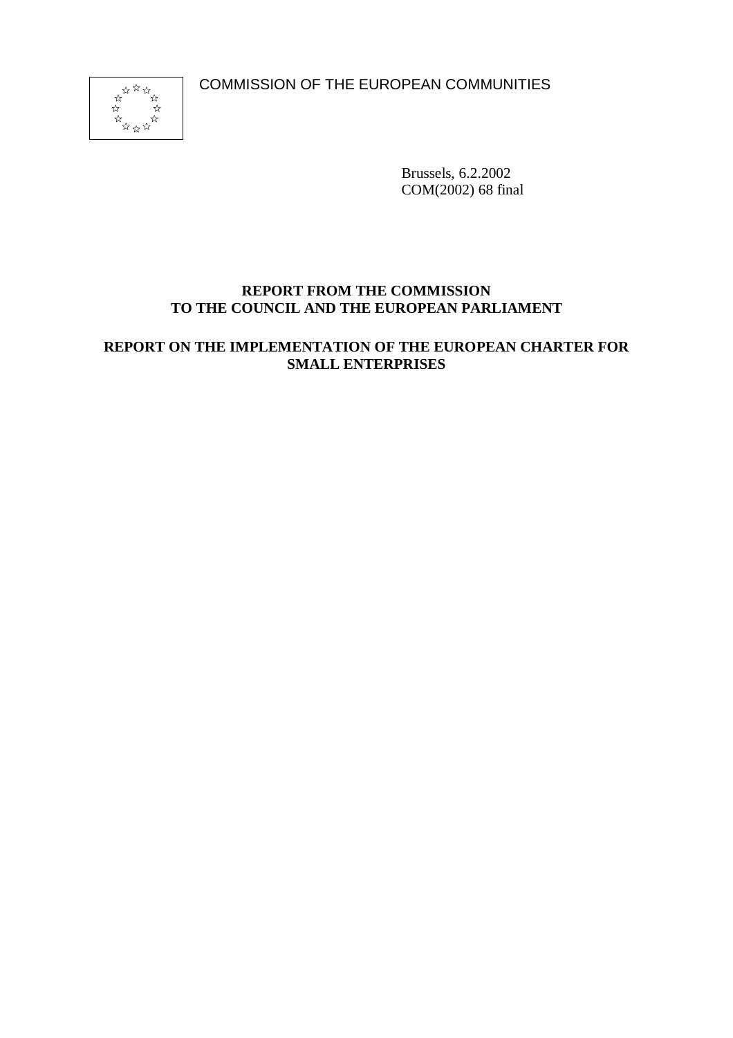COMMISSION OF THE EUROPEAN COMMUNITIES

Brussels, 6.2.2002
COM(2002) 68 final

**REPORT FROM THE COMMISSION**
**TO THE COUNCIL AND THE EUROPEAN PARLIAMENT**

# REPORT ON THE IMPLEMENTATION OF THE EUROPEAN CHARTER FOR SMALL ENTERPRISES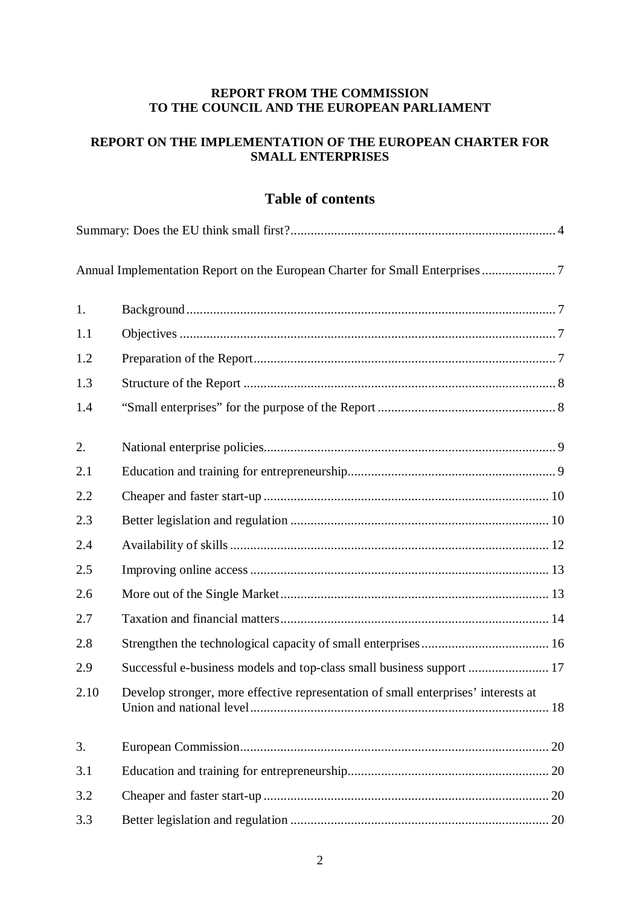**REPORT FROM THE COMMISSION**
**TO THE COUNCIL AND THE EUROPEAN PARLIAMENT**

**REPORT ON THE IMPLEMENTATION OF THE EUROPEAN CHARTER FOR SMALL ENTERPRISES**

# Table of contents

Summary: Does the EU think small first? ..... 4

Annual Implementation Report on the European Charter for Small Enterprises ..... 7

| | | |
|---|---|---|
| 1. | Background | 7 |
| 1.1 | Objectives | 7 |
| 1.2 | Preparation of the Report | 7 |
| 1.3 | Structure of the Report | 8 |
| 1.4 | “Small enterprises” for the purpose of the Report | 8 |
| 2. | National enterprise policies | 9 |
| 2.1 | Education and training for entrepreneurship | 9 |
| 2.2 | Cheaper and faster start-up | 10 |
| 2.3 | Better legislation and regulation | 10 |
| 2.4 | Availability of skills | 12 |
| 2.5 | Improving online access | 13 |
| 2.6 | More out of the Single Market | 13 |
| 2.7 | Taxation and financial matters | 14 |
| 2.8 | Strengthen the technological capacity of small enterprises | 16 |
| 2.9 | Successful e-business models and top-class small business support | 17 |
| 2.10 | Develop stronger, more effective representation of small enterprises’ interests at Union and national level | 18 |
| 3. | European Commission | 20 |
| 3.1 | Education and training for entrepreneurship | 20 |
| 3.2 | Cheaper and faster start-up | 20 |
| 3.3 | Better legislation and regulation | 20 |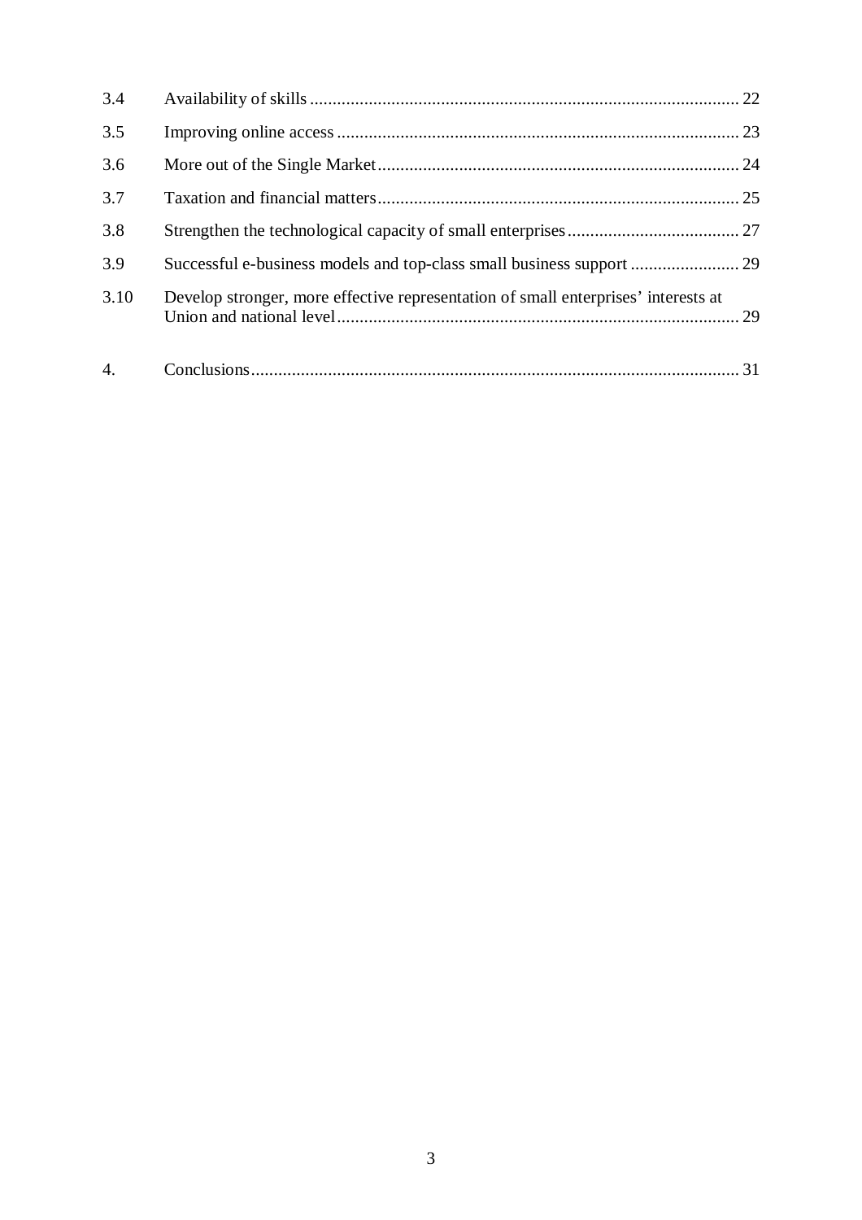| | | |
|---|---|---|
| 3.4 | Availability of skills | 22 |
| 3.5 | Improving online access | 23 |
| 3.6 | More out of the Single Market | 24 |
| 3.7 | Taxation and financial matters | 25 |
| 3.8 | Strengthen the technological capacity of small enterprises | 27 |
| 3.9 | Successful e-business models and top-class small business support | 29 |
| 3.10 | Develop stronger, more effective representation of small enterprises' interests at Union and national level | 29 |
| 4. | Conclusions | 31 |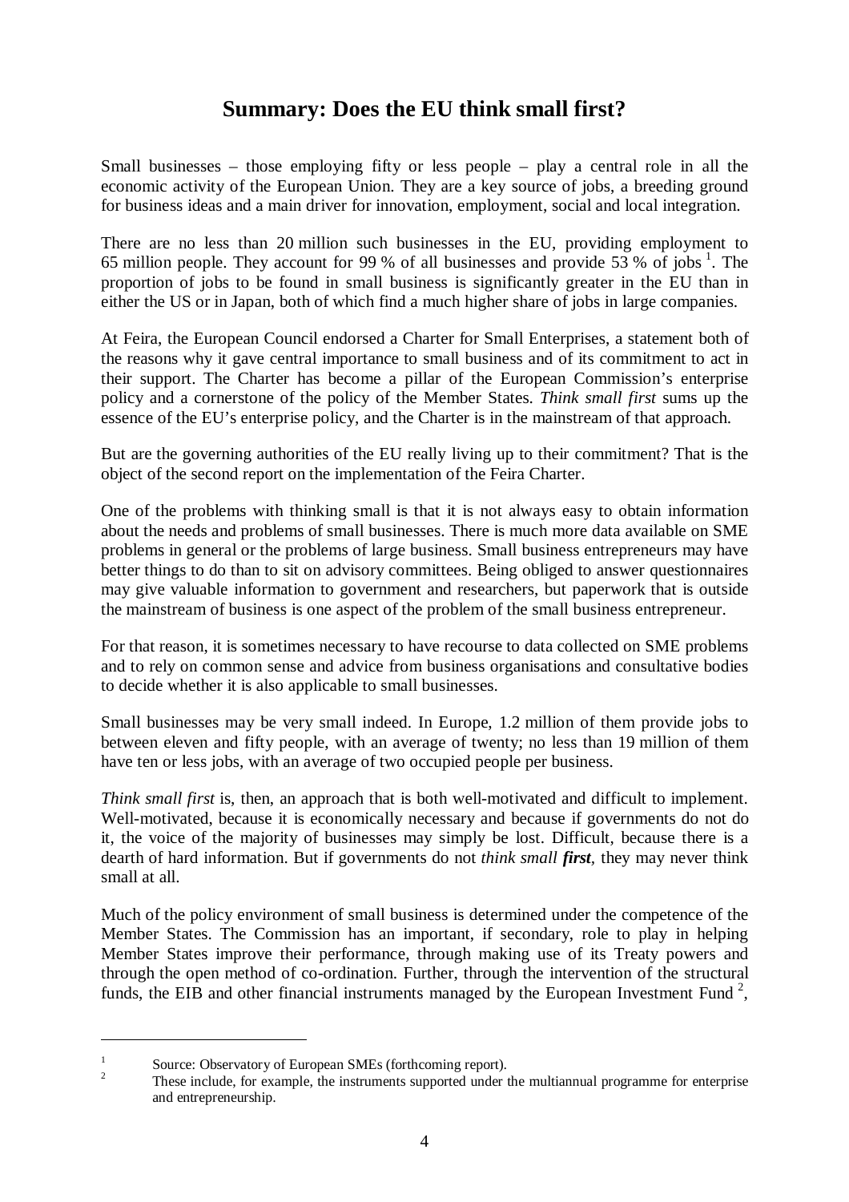## Summary: Does the EU think small first?

Small businesses – those employing fifty or less people – play a central role in all the economic activity of the European Union. They are a key source of jobs, a breeding ground for business ideas and a main driver for innovation, employment, social and local integration.

There are no less than 20 million such businesses in the EU, providing employment to 65 million people. They account for 99 % of all businesses and provide 53 % of jobs [1]. The proportion of jobs to be found in small business is significantly greater in the EU than in either the US or in Japan, both of which find a much higher share of jobs in large companies.

At Feira, the European Council endorsed a Charter for Small Enterprises, a statement both of the reasons why it gave central importance to small business and of its commitment to act in their support. The Charter has become a pillar of the European Commission's enterprise policy and a cornerstone of the policy of the Member States. *Think small first* sums up the essence of the EU's enterprise policy, and the Charter is in the mainstream of that approach.

But are the governing authorities of the EU really living up to their commitment? That is the object of the second report on the implementation of the Feira Charter.

One of the problems with thinking small is that it is not always easy to obtain information about the needs and problems of small businesses. There is much more data available on SME problems in general or the problems of large business. Small business entrepreneurs may have better things to do than to sit on advisory committees. Being obliged to answer questionnaires may give valuable information to government and researchers, but paperwork that is outside the mainstream of business is one aspect of the problem of the small business entrepreneur.

For that reason, it is sometimes necessary to have recourse to data collected on SME problems and to rely on common sense and advice from business organisations and consultative bodies to decide whether it is also applicable to small businesses.

Small businesses may be very small indeed. In Europe, 1.2 million of them provide jobs to between eleven and fifty people, with an average of twenty; no less than 19 million of them have ten or less jobs, with an average of two occupied people per business.

*Think small first* is, then, an approach that is both well-motivated and difficult to implement. Well-motivated, because it is economically necessary and because if governments do not do it, the voice of the majority of businesses may simply be lost. Difficult, because there is a dearth of hard information. But if governments do not *think small **first***, they may never think small at all.

Much of the policy environment of small business is determined under the competence of the Member States. The Commission has an important, if secondary, role to play in helping Member States improve their performance, through making use of its Treaty powers and through the open method of co-ordination. Further, through the intervention of the structural funds, the EIB and other financial instruments managed by the European Investment Fund [2],

---

[1] Source: Observatory of European SMEs (forthcoming report).

[2] These include, for example, the instruments supported under the multiannual programme for enterprise and entrepreneurship.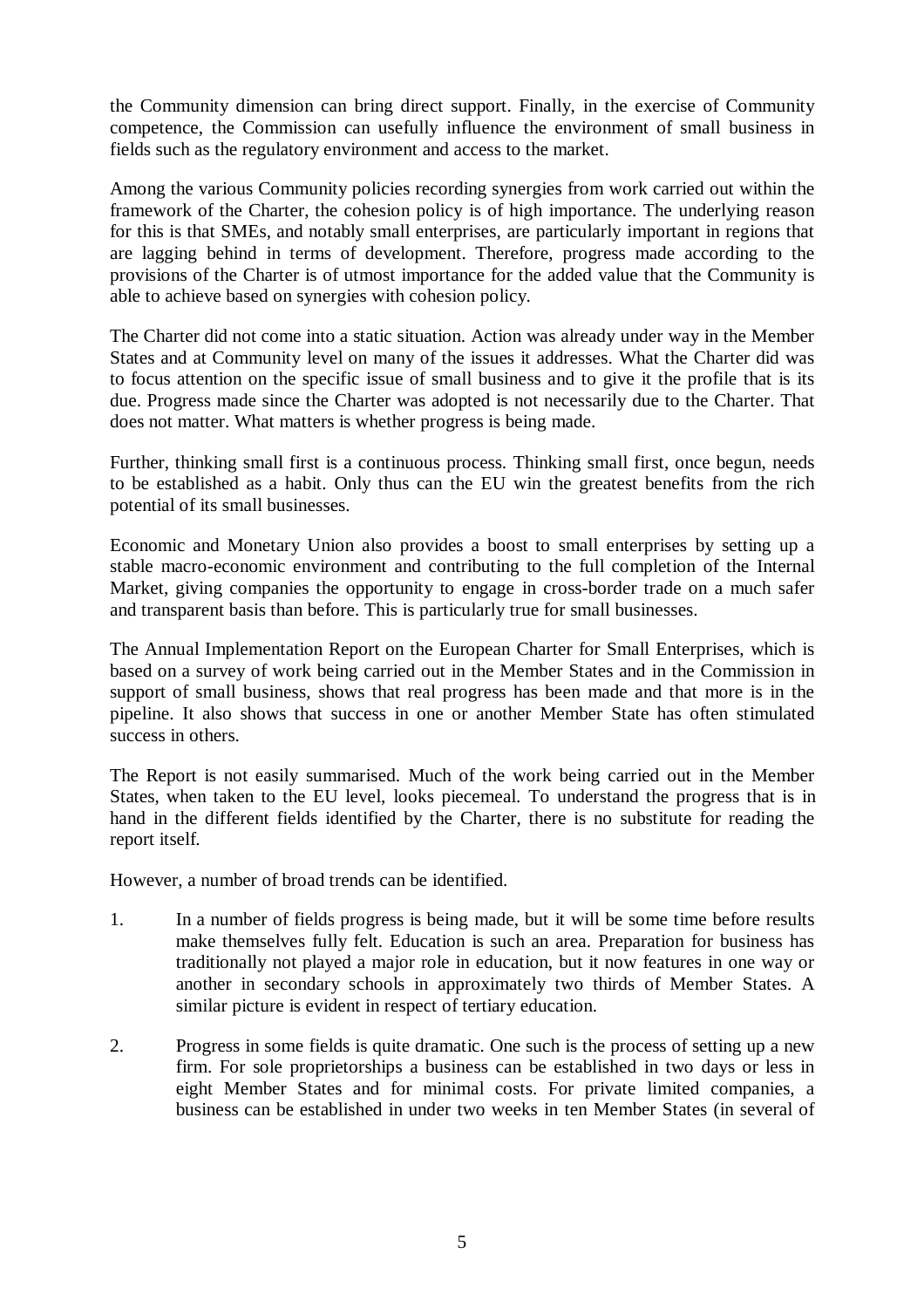the Community dimension can bring direct support. Finally, in the exercise of Community competence, the Commission can usefully influence the environment of small business in fields such as the regulatory environment and access to the market.

Among the various Community policies recording synergies from work carried out within the framework of the Charter, the cohesion policy is of high importance. The underlying reason for this is that SMEs, and notably small enterprises, are particularly important in regions that are lagging behind in terms of development. Therefore, progress made according to the provisions of the Charter is of utmost importance for the added value that the Community is able to achieve based on synergies with cohesion policy.

The Charter did not come into a static situation. Action was already under way in the Member States and at Community level on many of the issues it addresses. What the Charter did was to focus attention on the specific issue of small business and to give it the profile that is its due. Progress made since the Charter was adopted is not necessarily due to the Charter. That does not matter. What matters is whether progress is being made.

Further, thinking small first is a continuous process. Thinking small first, once begun, needs to be established as a habit. Only thus can the EU win the greatest benefits from the rich potential of its small businesses.

Economic and Monetary Union also provides a boost to small enterprises by setting up a stable macro-economic environment and contributing to the full completion of the Internal Market, giving companies the opportunity to engage in cross-border trade on a much safer and transparent basis than before. This is particularly true for small businesses.

The Annual Implementation Report on the European Charter for Small Enterprises, which is based on a survey of work being carried out in the Member States and in the Commission in support of small business, shows that real progress has been made and that more is in the pipeline. It also shows that success in one or another Member State has often stimulated success in others.

The Report is not easily summarised. Much of the work being carried out in the Member States, when taken to the EU level, looks piecemeal. To understand the progress that is in hand in the different fields identified by the Charter, there is no substitute for reading the report itself.

However, a number of broad trends can be identified.

1. In a number of fields progress is being made, but it will be some time before results make themselves fully felt. Education is such an area. Preparation for business has traditionally not played a major role in education, but it now features in one way or another in secondary schools in approximately two thirds of Member States. A similar picture is evident in respect of tertiary education.

2. Progress in some fields is quite dramatic. One such is the process of setting up a new firm. For sole proprietorships a business can be established in two days or less in eight Member States and for minimal costs. For private limited companies, a business can be established in under two weeks in ten Member States (in several of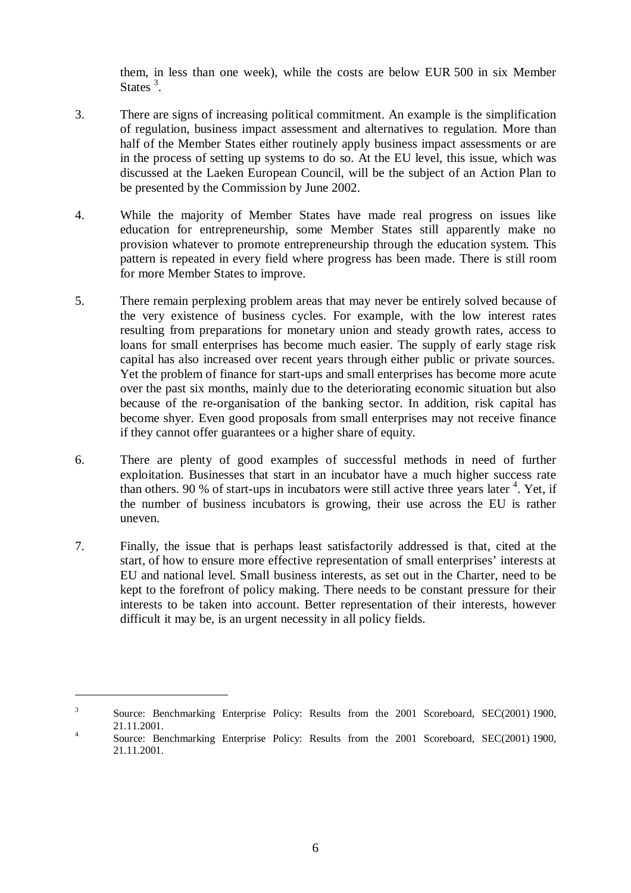them, in less than one week), while the costs are below EUR 500 in six Member States [3].

3. There are signs of increasing political commitment. An example is the simplification of regulation, business impact assessment and alternatives to regulation. More than half of the Member States either routinely apply business impact assessments or are in the process of setting up systems to do so. At the EU level, this issue, which was discussed at the Laeken European Council, will be the subject of an Action Plan to be presented by the Commission by June 2002.

4. While the majority of Member States have made real progress on issues like education for entrepreneurship, some Member States still apparently make no provision whatever to promote entrepreneurship through the education system. This pattern is repeated in every field where progress has been made. There is still room for more Member States to improve.

5. There remain perplexing problem areas that may never be entirely solved because of the very existence of business cycles. For example, with the low interest rates resulting from preparations for monetary union and steady growth rates, access to loans for small enterprises has become much easier. The supply of early stage risk capital has also increased over recent years through either public or private sources. Yet the problem of finance for start-ups and small enterprises has become more acute over the past six months, mainly due to the deteriorating economic situation but also because of the re-organisation of the banking sector. In addition, risk capital has become shyer. Even good proposals from small enterprises may not receive finance if they cannot offer guarantees or a higher share of equity.

6. There are plenty of good examples of successful methods in need of further exploitation. Businesses that start in an incubator have a much higher success rate than others. 90 % of start-ups in incubators were still active three years later [4]. Yet, if the number of business incubators is growing, their use across the EU is rather uneven.

7. Finally, the issue that is perhaps least satisfactorily addressed is that, cited at the start, of how to ensure more effective representation of small enterprises' interests at EU and national level. Small business interests, as set out in the Charter, need to be kept to the forefront of policy making. There needs to be constant pressure for their interests to be taken into account. Better representation of their interests, however difficult it may be, is an urgent necessity in all policy fields.

---

[3] Source: Benchmarking Enterprise Policy: Results from the 2001 Scoreboard, SEC(2001) 1900, 21.11.2001.

[4] Source: Benchmarking Enterprise Policy: Results from the 2001 Scoreboard, SEC(2001) 1900, 21.11.2001.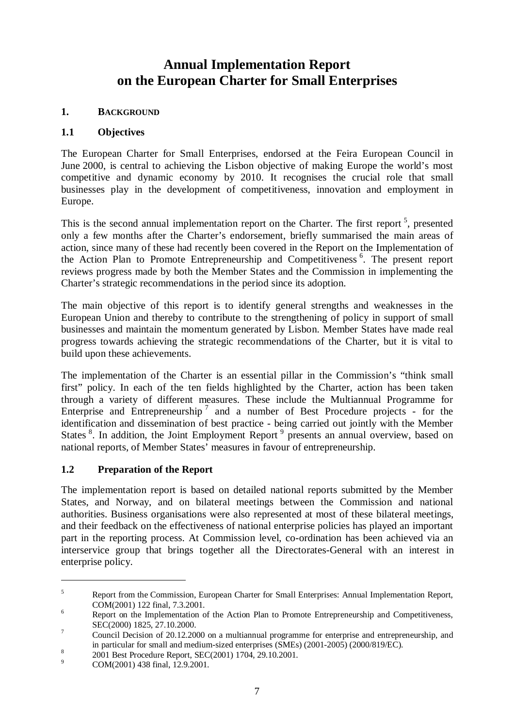# Annual Implementation Report on the European Charter for Small Enterprises

## 1. BACKGROUND

### 1.1 Objectives

The European Charter for Small Enterprises, endorsed at the Feira European Council in June 2000, is central to achieving the Lisbon objective of making Europe the world's most competitive and dynamic economy by 2010. It recognises the crucial role that small businesses play in the development of competitiveness, innovation and employment in Europe.

This is the second annual implementation report on the Charter. The first report [5], presented only a few months after the Charter's endorsement, briefly summarised the main areas of action, since many of these had recently been covered in the Report on the Implementation of the Action Plan to Promote Entrepreneurship and Competitiveness [6]. The present report reviews progress made by both the Member States and the Commission in implementing the Charter's strategic recommendations in the period since its adoption.

The main objective of this report is to identify general strengths and weaknesses in the European Union and thereby to contribute to the strengthening of policy in support of small businesses and maintain the momentum generated by Lisbon. Member States have made real progress towards achieving the strategic recommendations of the Charter, but it is vital to build upon these achievements.

The implementation of the Charter is an essential pillar in the Commission's "think small first" policy. In each of the ten fields highlighted by the Charter, action has been taken through a variety of different measures. These include the Multiannual Programme for Enterprise and Entrepreneurship [7] and a number of Best Procedure projects - for the identification and dissemination of best practice - being carried out jointly with the Member States [8]. In addition, the Joint Employment Report [9] presents an annual overview, based on national reports, of Member States' measures in favour of entrepreneurship.

### 1.2 Preparation of the Report

The implementation report is based on detailed national reports submitted by the Member States, and Norway, and on bilateral meetings between the Commission and national authorities. Business organisations were also represented at most of these bilateral meetings, and their feedback on the effectiveness of national enterprise policies has played an important part in the reporting process. At Commission level, co-ordination has been achieved via an interservice group that brings together all the Directorates-General with an interest in enterprise policy.

---

[5] Report from the Commission, European Charter for Small Enterprises: Annual Implementation Report, COM(2001) 122 final, 7.3.2001.

[6] Report on the Implementation of the Action Plan to Promote Entrepreneurship and Competitiveness, SEC(2000) 1825, 27.10.2000.

[7] Council Decision of 20.12.2000 on a multiannual programme for enterprise and entrepreneurship, and in particular for small and medium-sized enterprises (SMEs) (2001-2005) (2000/819/EC).

[8] 2001 Best Procedure Report, SEC(2001) 1704, 29.10.2001.

[9] COM(2001) 438 final, 12.9.2001.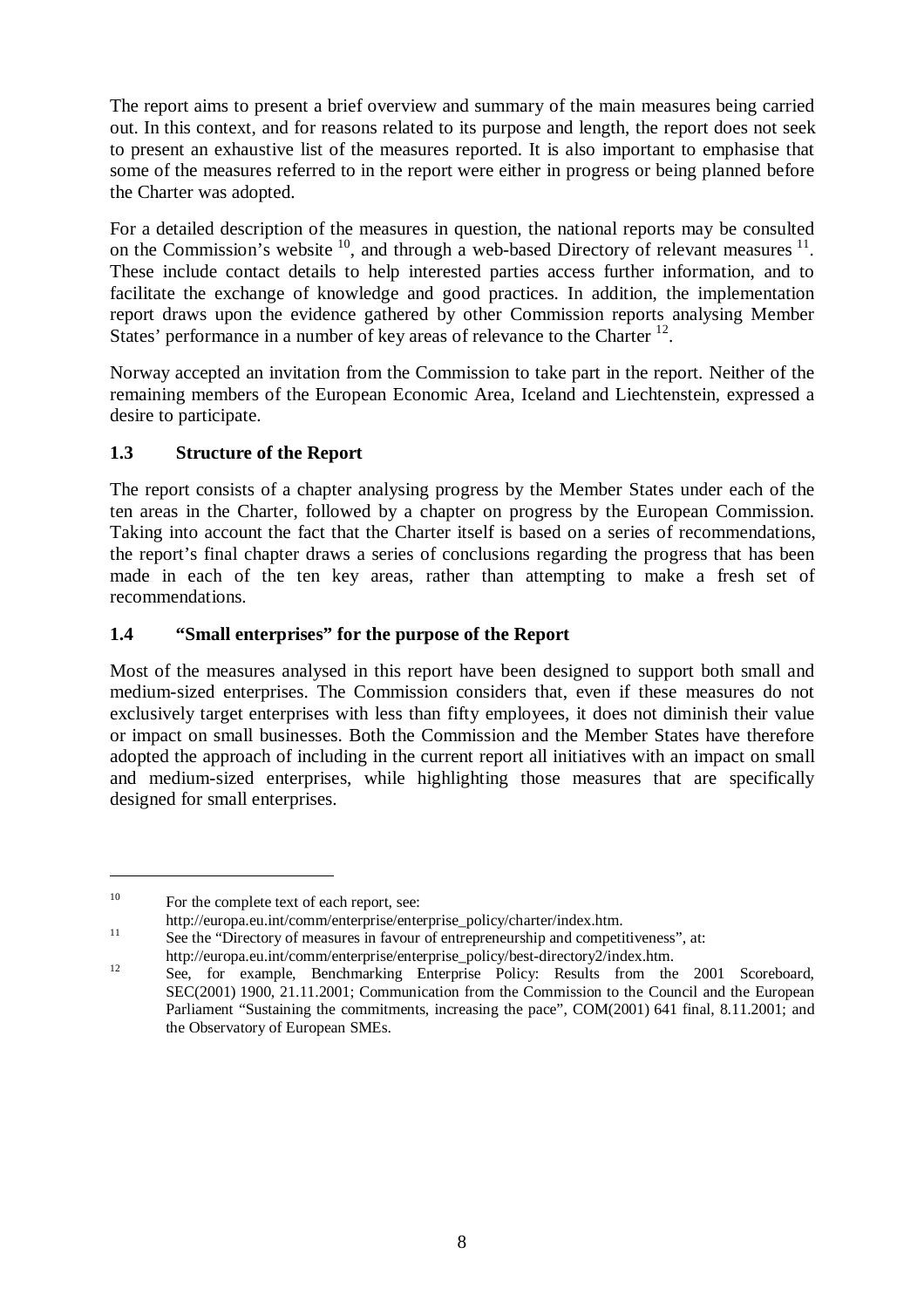The report aims to present a brief overview and summary of the main measures being carried out. In this context, and for reasons related to its purpose and length, the report does not seek to present an exhaustive list of the measures reported. It is also important to emphasise that some of the measures referred to in the report were either in progress or being planned before the Charter was adopted.

For a detailed description of the measures in question, the national reports may be consulted on the Commission's website [10], and through a web-based Directory of relevant measures [11]. These include contact details to help interested parties access further information, and to facilitate the exchange of knowledge and good practices. In addition, the implementation report draws upon the evidence gathered by other Commission reports analysing Member States' performance in a number of key areas of relevance to the Charter [12].

Norway accepted an invitation from the Commission to take part in the report. Neither of the remaining members of the European Economic Area, Iceland and Liechtenstein, expressed a desire to participate.

### 1.3 Structure of the Report

The report consists of a chapter analysing progress by the Member States under each of the ten areas in the Charter, followed by a chapter on progress by the European Commission. Taking into account the fact that the Charter itself is based on a series of recommendations, the report's final chapter draws a series of conclusions regarding the progress that has been made in each of the ten key areas, rather than attempting to make a fresh set of recommendations.

### 1.4 "Small enterprises" for the purpose of the Report

Most of the measures analysed in this report have been designed to support both small and medium-sized enterprises. The Commission considers that, even if these measures do not exclusively target enterprises with less than fifty employees, it does not diminish their value or impact on small businesses. Both the Commission and the Member States have therefore adopted the approach of including in the current report all initiatives with an impact on small and medium-sized enterprises, while highlighting those measures that are specifically designed for small enterprises.

---

[10] For the complete text of each report, see: http://europa.eu.int/comm/enterprise/enterprise_policy/charter/index.htm.

[11] See the "Directory of measures in favour of entrepreneurship and competitiveness", at: http://europa.eu.int/comm/enterprise/enterprise_policy/best-directory2/index.htm.

[12] See, for example, Benchmarking Enterprise Policy: Results from the 2001 Scoreboard, SEC(2001) 1900, 21.11.2001; Communication from the Commission to the Council and the European Parliament "Sustaining the commitments, increasing the pace", COM(2001) 641 final, 8.11.2001; and the Observatory of European SMEs.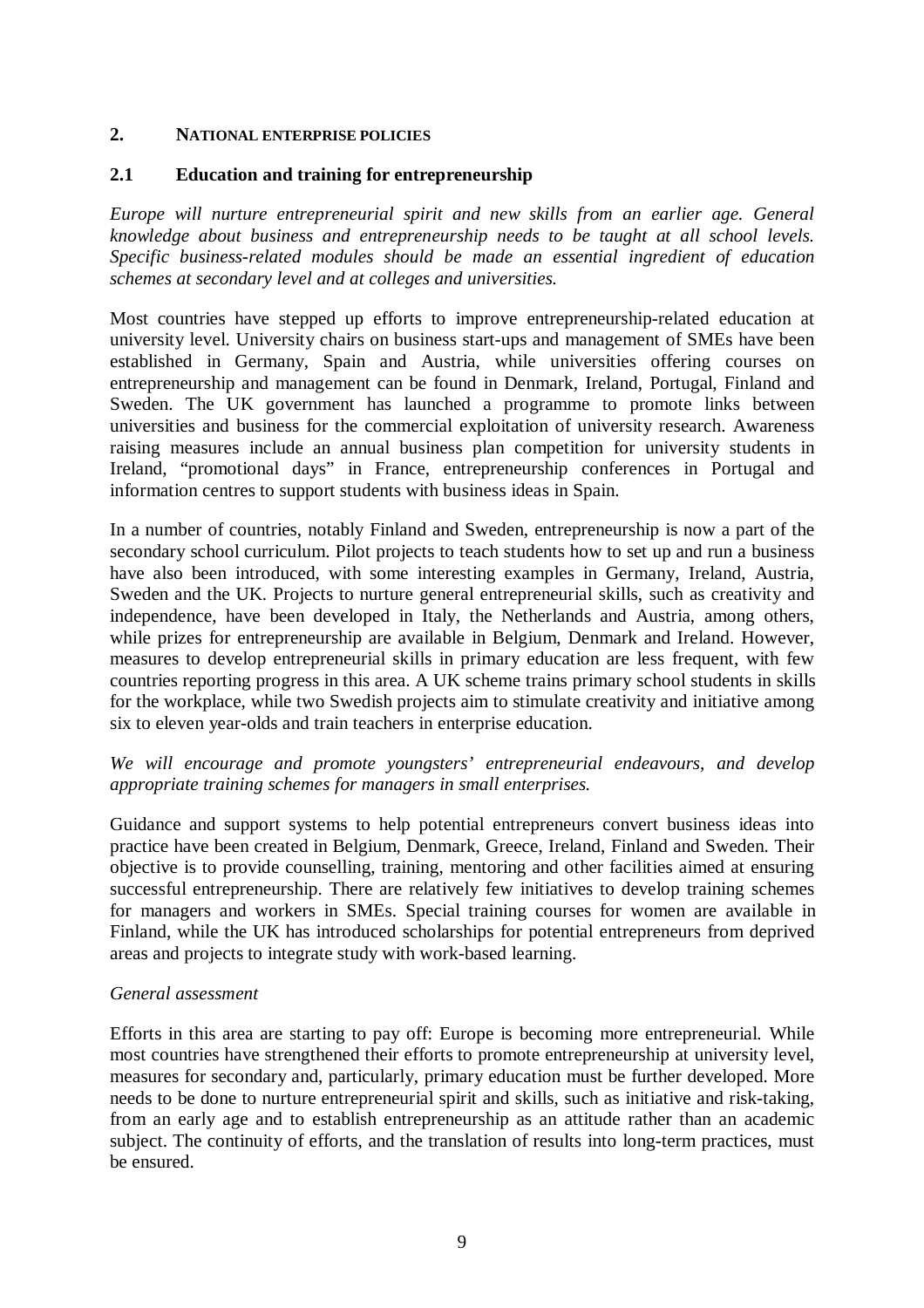## 2. National enterprise policies

### 2.1 Education and training for entrepreneurship

*Europe will nurture entrepreneurial spirit and new skills from an earlier age. General knowledge about business and entrepreneurship needs to be taught at all school levels. Specific business-related modules should be made an essential ingredient of education schemes at secondary level and at colleges and universities.*

Most countries have stepped up efforts to improve entrepreneurship-related education at university level. University chairs on business start-ups and management of SMEs have been established in Germany, Spain and Austria, while universities offering courses on entrepreneurship and management can be found in Denmark, Ireland, Portugal, Finland and Sweden. The UK government has launched a programme to promote links between universities and business for the commercial exploitation of university research. Awareness raising measures include an annual business plan competition for university students in Ireland, "promotional days" in France, entrepreneurship conferences in Portugal and information centres to support students with business ideas in Spain.

In a number of countries, notably Finland and Sweden, entrepreneurship is now a part of the secondary school curriculum. Pilot projects to teach students how to set up and run a business have also been introduced, with some interesting examples in Germany, Ireland, Austria, Sweden and the UK. Projects to nurture general entrepreneurial skills, such as creativity and independence, have been developed in Italy, the Netherlands and Austria, among others, while prizes for entrepreneurship are available in Belgium, Denmark and Ireland. However, measures to develop entrepreneurial skills in primary education are less frequent, with few countries reporting progress in this area. A UK scheme trains primary school students in skills for the workplace, while two Swedish projects aim to stimulate creativity and initiative among six to eleven year-olds and train teachers in enterprise education.

*We will encourage and promote youngsters' entrepreneurial endeavours, and develop appropriate training schemes for managers in small enterprises.*

Guidance and support systems to help potential entrepreneurs convert business ideas into practice have been created in Belgium, Denmark, Greece, Ireland, Finland and Sweden. Their objective is to provide counselling, training, mentoring and other facilities aimed at ensuring successful entrepreneurship. There are relatively few initiatives to develop training schemes for managers and workers in SMEs. Special training courses for women are available in Finland, while the UK has introduced scholarships for potential entrepreneurs from deprived areas and projects to integrate study with work-based learning.

*General assessment*

Efforts in this area are starting to pay off: Europe is becoming more entrepreneurial. While most countries have strengthened their efforts to promote entrepreneurship at university level, measures for secondary and, particularly, primary education must be further developed. More needs to be done to nurture entrepreneurial spirit and skills, such as initiative and risk-taking, from an early age and to establish entrepreneurship as an attitude rather than an academic subject. The continuity of efforts, and the translation of results into long-term practices, must be ensured.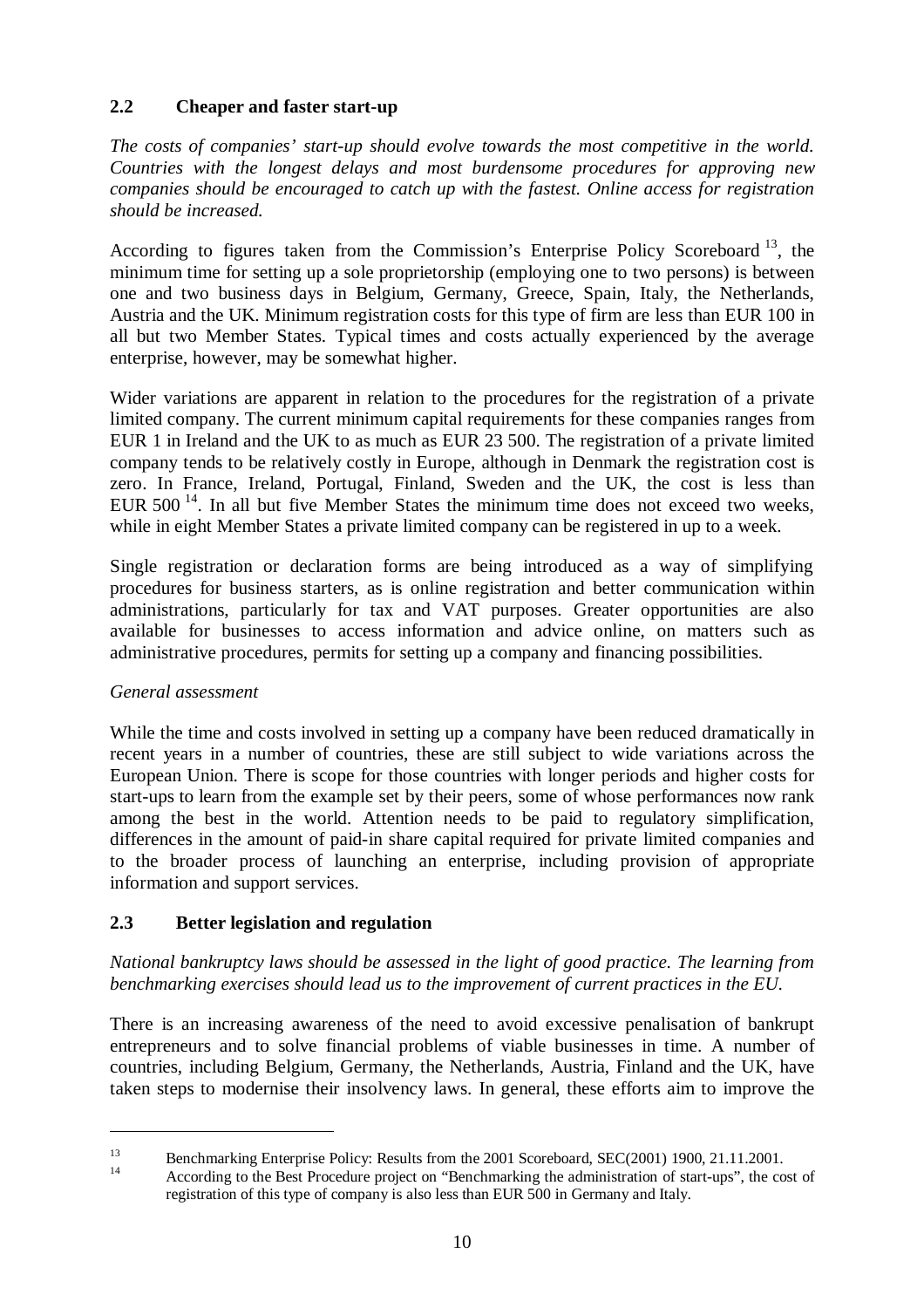## 2.2 Cheaper and faster start-up

*The costs of companies' start-up should evolve towards the most competitive in the world. Countries with the longest delays and most burdensome procedures for approving new companies should be encouraged to catch up with the fastest. Online access for registration should be increased.*

According to figures taken from the Commission's Enterprise Policy Scoreboard [13], the minimum time for setting up a sole proprietorship (employing one to two persons) is between one and two business days in Belgium, Germany, Greece, Spain, Italy, the Netherlands, Austria and the UK. Minimum registration costs for this type of firm are less than EUR 100 in all but two Member States. Typical times and costs actually experienced by the average enterprise, however, may be somewhat higher.

Wider variations are apparent in relation to the procedures for the registration of a private limited company. The current minimum capital requirements for these companies ranges from EUR 1 in Ireland and the UK to as much as EUR 23 500. The registration of a private limited company tends to be relatively costly in Europe, although in Denmark the registration cost is zero. In France, Ireland, Portugal, Finland, Sweden and the UK, the cost is less than EUR 500 [14]. In all but five Member States the minimum time does not exceed two weeks, while in eight Member States a private limited company can be registered in up to a week.

Single registration or declaration forms are being introduced as a way of simplifying procedures for business starters, as is online registration and better communication within administrations, particularly for tax and VAT purposes. Greater opportunities are also available for businesses to access information and advice online, on matters such as administrative procedures, permits for setting up a company and financing possibilities.

*General assessment*

While the time and costs involved in setting up a company have been reduced dramatically in recent years in a number of countries, these are still subject to wide variations across the European Union. There is scope for those countries with longer periods and higher costs for start-ups to learn from the example set by their peers, some of whose performances now rank among the best in the world. Attention needs to be paid to regulatory simplification, differences in the amount of paid-in share capital required for private limited companies and to the broader process of launching an enterprise, including provision of appropriate information and support services.

## 2.3 Better legislation and regulation

*National bankruptcy laws should be assessed in the light of good practice. The learning from benchmarking exercises should lead us to the improvement of current practices in the EU.*

There is an increasing awareness of the need to avoid excessive penalisation of bankrupt entrepreneurs and to solve financial problems of viable businesses in time. A number of countries, including Belgium, Germany, the Netherlands, Austria, Finland and the UK, have taken steps to modernise their insolvency laws. In general, these efforts aim to improve the

---

[13] Benchmarking Enterprise Policy: Results from the 2001 Scoreboard, SEC(2001) 1900, 21.11.2001.

[14] According to the Best Procedure project on "Benchmarking the administration of start-ups", the cost of registration of this type of company is also less than EUR 500 in Germany and Italy.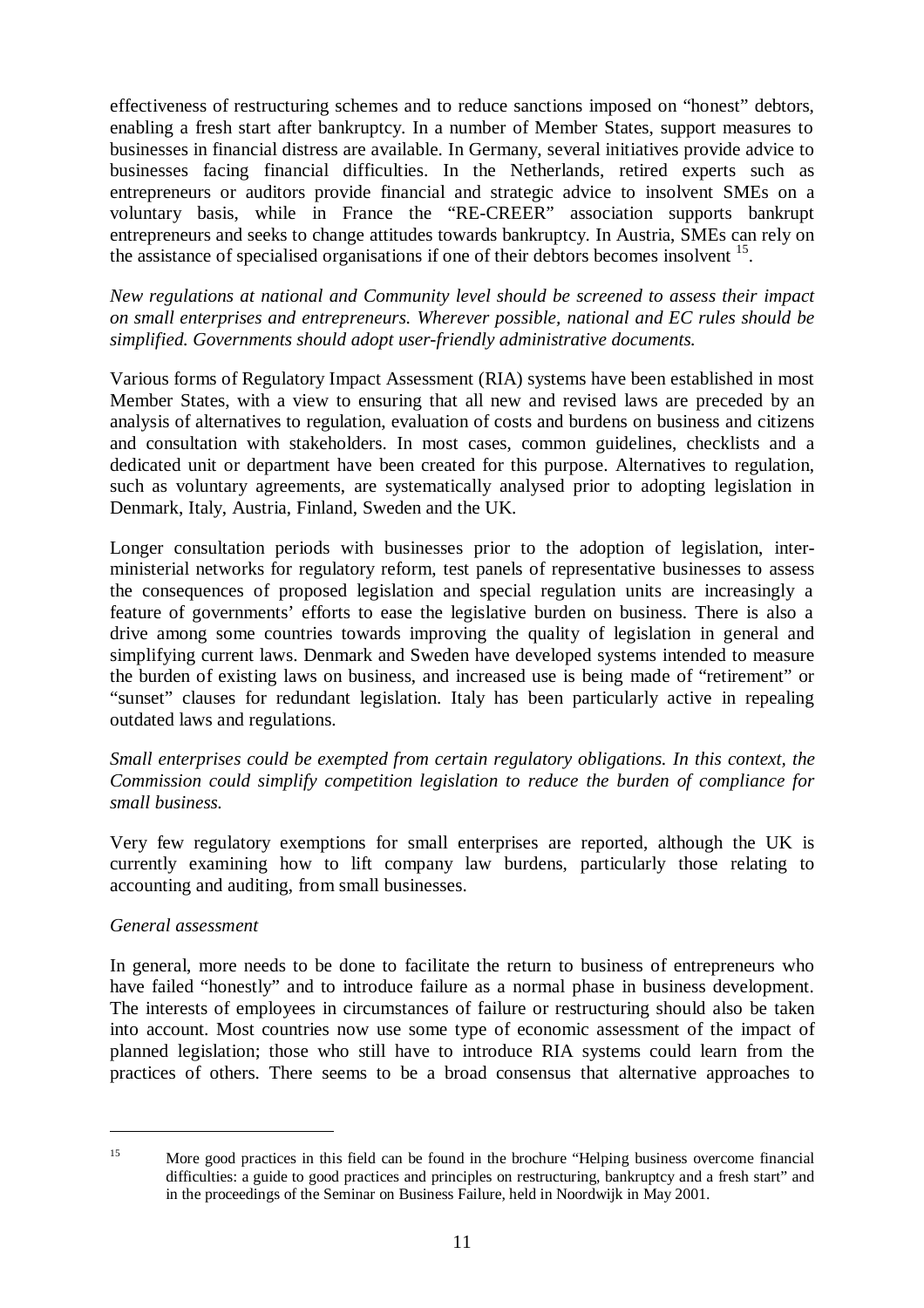effectiveness of restructuring schemes and to reduce sanctions imposed on "honest" debtors, enabling a fresh start after bankruptcy. In a number of Member States, support measures to businesses in financial distress are available. In Germany, several initiatives provide advice to businesses facing financial difficulties. In the Netherlands, retired experts such as entrepreneurs or auditors provide financial and strategic advice to insolvent SMEs on a voluntary basis, while in France the "RE-CREER" association supports bankrupt entrepreneurs and seeks to change attitudes towards bankruptcy. In Austria, SMEs can rely on the assistance of specialised organisations if one of their debtors becomes insolvent [15].

*New regulations at national and Community level should be screened to assess their impact on small enterprises and entrepreneurs. Wherever possible, national and EC rules should be simplified. Governments should adopt user-friendly administrative documents.*

Various forms of Regulatory Impact Assessment (RIA) systems have been established in most Member States, with a view to ensuring that all new and revised laws are preceded by an analysis of alternatives to regulation, evaluation of costs and burdens on business and citizens and consultation with stakeholders. In most cases, common guidelines, checklists and a dedicated unit or department have been created for this purpose. Alternatives to regulation, such as voluntary agreements, are systematically analysed prior to adopting legislation in Denmark, Italy, Austria, Finland, Sweden and the UK.

Longer consultation periods with businesses prior to the adoption of legislation, inter-ministerial networks for regulatory reform, test panels of representative businesses to assess the consequences of proposed legislation and special regulation units are increasingly a feature of governments' efforts to ease the legislative burden on business. There is also a drive among some countries towards improving the quality of legislation in general and simplifying current laws. Denmark and Sweden have developed systems intended to measure the burden of existing laws on business, and increased use is being made of "retirement" or "sunset" clauses for redundant legislation. Italy has been particularly active in repealing outdated laws and regulations.

*Small enterprises could be exempted from certain regulatory obligations. In this context, the Commission could simplify competition legislation to reduce the burden of compliance for small business.*

Very few regulatory exemptions for small enterprises are reported, although the UK is currently examining how to lift company law burdens, particularly those relating to accounting and auditing, from small businesses.

*General assessment*

In general, more needs to be done to facilitate the return to business of entrepreneurs who have failed "honestly" and to introduce failure as a normal phase in business development. The interests of employees in circumstances of failure or restructuring should also be taken into account. Most countries now use some type of economic assessment of the impact of planned legislation; those who still have to introduce RIA systems could learn from the practices of others. There seems to be a broad consensus that alternative approaches to

---

[15] More good practices in this field can be found in the brochure "Helping business overcome financial difficulties: a guide to good practices and principles on restructuring, bankruptcy and a fresh start" and in the proceedings of the Seminar on Business Failure, held in Noordwijk in May 2001.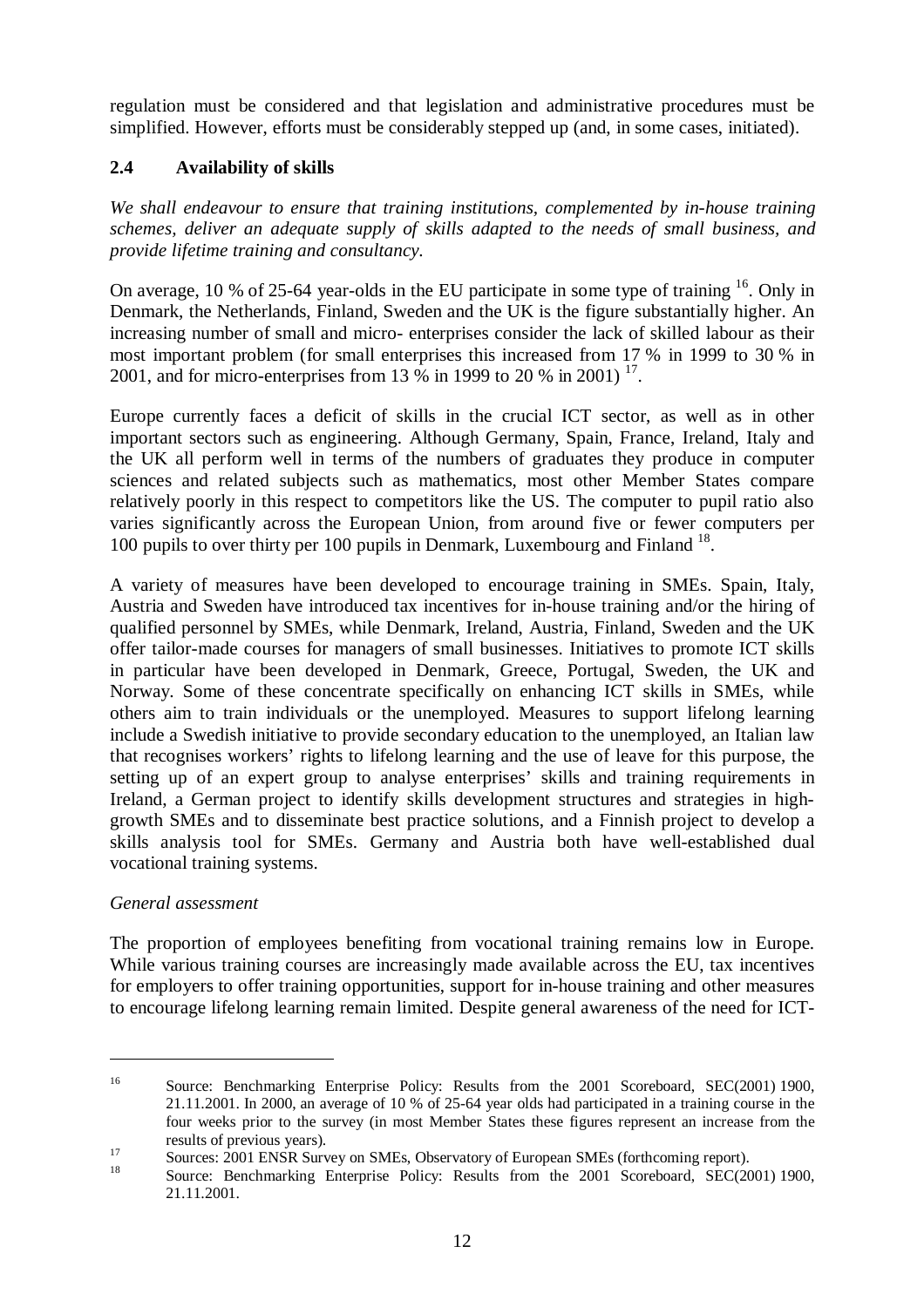regulation must be considered and that legislation and administrative procedures must be simplified. However, efforts must be considerably stepped up (and, in some cases, initiated).

## 2.4 Availability of skills

*We shall endeavour to ensure that training institutions, complemented by in-house training schemes, deliver an adequate supply of skills adapted to the needs of small business, and provide lifetime training and consultancy.*

On average, 10 % of 25-64 year-olds in the EU participate in some type of training [16]. Only in Denmark, the Netherlands, Finland, Sweden and the UK is the figure substantially higher. An increasing number of small and micro- enterprises consider the lack of skilled labour as their most important problem (for small enterprises this increased from 17 % in 1999 to 30 % in 2001, and for micro-enterprises from 13 % in 1999 to 20 % in 2001) [17].

Europe currently faces a deficit of skills in the crucial ICT sector, as well as in other important sectors such as engineering. Although Germany, Spain, France, Ireland, Italy and the UK all perform well in terms of the numbers of graduates they produce in computer sciences and related subjects such as mathematics, most other Member States compare relatively poorly in this respect to competitors like the US. The computer to pupil ratio also varies significantly across the European Union, from around five or fewer computers per 100 pupils to over thirty per 100 pupils in Denmark, Luxembourg and Finland [18].

A variety of measures have been developed to encourage training in SMEs. Spain, Italy, Austria and Sweden have introduced tax incentives for in-house training and/or the hiring of qualified personnel by SMEs, while Denmark, Ireland, Austria, Finland, Sweden and the UK offer tailor-made courses for managers of small businesses. Initiatives to promote ICT skills in particular have been developed in Denmark, Greece, Portugal, Sweden, the UK and Norway. Some of these concentrate specifically on enhancing ICT skills in SMEs, while others aim to train individuals or the unemployed. Measures to support lifelong learning include a Swedish initiative to provide secondary education to the unemployed, an Italian law that recognises workers' rights to lifelong learning and the use of leave for this purpose, the setting up of an expert group to analyse enterprises' skills and training requirements in Ireland, a German project to identify skills development structures and strategies in high-growth SMEs and to disseminate best practice solutions, and a Finnish project to develop a skills analysis tool for SMEs. Germany and Austria both have well-established dual vocational training systems.

*General assessment*

The proportion of employees benefiting from vocational training remains low in Europe. While various training courses are increasingly made available across the EU, tax incentives for employers to offer training opportunities, support for in-house training and other measures to encourage lifelong learning remain limited. Despite general awareness of the need for ICT-

---

[16] Source: Benchmarking Enterprise Policy: Results from the 2001 Scoreboard, SEC(2001) 1900, 21.11.2001. In 2000, an average of 10 % of 25-64 year olds had participated in a training course in the four weeks prior to the survey (in most Member States these figures represent an increase from the results of previous years).

[17] Sources: 2001 ENSR Survey on SMEs, Observatory of European SMEs (forthcoming report).

[18] Source: Benchmarking Enterprise Policy: Results from the 2001 Scoreboard, SEC(2001) 1900, 21.11.2001.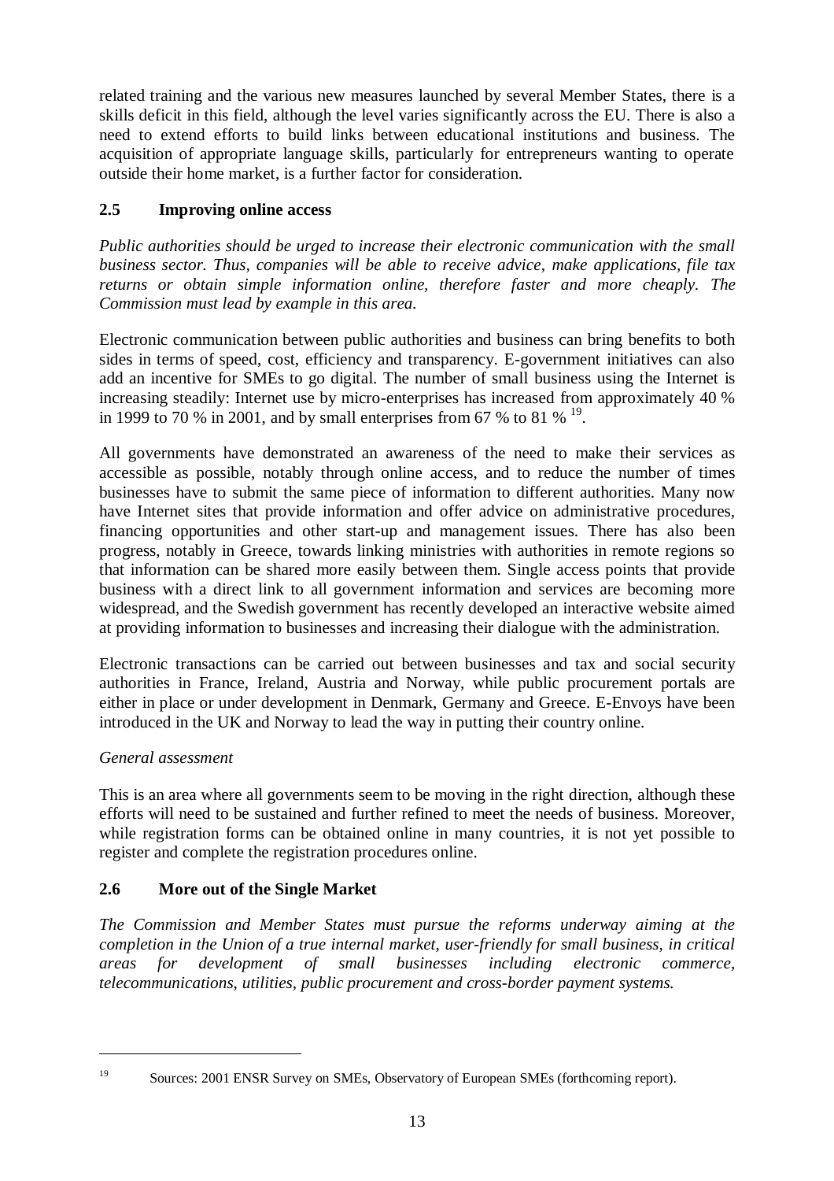related training and the various new measures launched by several Member States, there is a skills deficit in this field, although the level varies significantly across the EU. There is also a need to extend efforts to build links between educational institutions and business. The acquisition of appropriate language skills, particularly for entrepreneurs wanting to operate outside their home market, is a further factor for consideration.

## 2.5 Improving online access

*Public authorities should be urged to increase their electronic communication with the small business sector. Thus, companies will be able to receive advice, make applications, file tax returns or obtain simple information online, therefore faster and more cheaply. The Commission must lead by example in this area.*

Electronic communication between public authorities and business can bring benefits to both sides in terms of speed, cost, efficiency and transparency. E-government initiatives can also add an incentive for SMEs to go digital. The number of small business using the Internet is increasing steadily: Internet use by micro-enterprises has increased from approximately 40 % in 1999 to 70 % in 2001, and by small enterprises from 67 % to 81 % [19].

All governments have demonstrated an awareness of the need to make their services as accessible as possible, notably through online access, and to reduce the number of times businesses have to submit the same piece of information to different authorities. Many now have Internet sites that provide information and offer advice on administrative procedures, financing opportunities and other start-up and management issues. There has also been progress, notably in Greece, towards linking ministries with authorities in remote regions so that information can be shared more easily between them. Single access points that provide business with a direct link to all government information and services are becoming more widespread, and the Swedish government has recently developed an interactive website aimed at providing information to businesses and increasing their dialogue with the administration.

Electronic transactions can be carried out between businesses and tax and social security authorities in France, Ireland, Austria and Norway, while public procurement portals are either in place or under development in Denmark, Germany and Greece. E-Envoys have been introduced in the UK and Norway to lead the way in putting their country online.

*General assessment*

This is an area where all governments seem to be moving in the right direction, although these efforts will need to be sustained and further refined to meet the needs of business. Moreover, while registration forms can be obtained online in many countries, it is not yet possible to register and complete the registration procedures online.

## 2.6 More out of the Single Market

*The Commission and Member States must pursue the reforms underway aiming at the completion in the Union of a true internal market, user-friendly for small business, in critical areas for development of small businesses including electronic commerce, telecommunications, utilities, public procurement and cross-border payment systems.*

---

[19] Sources: 2001 ENSR Survey on SMEs, Observatory of European SMEs (forthcoming report).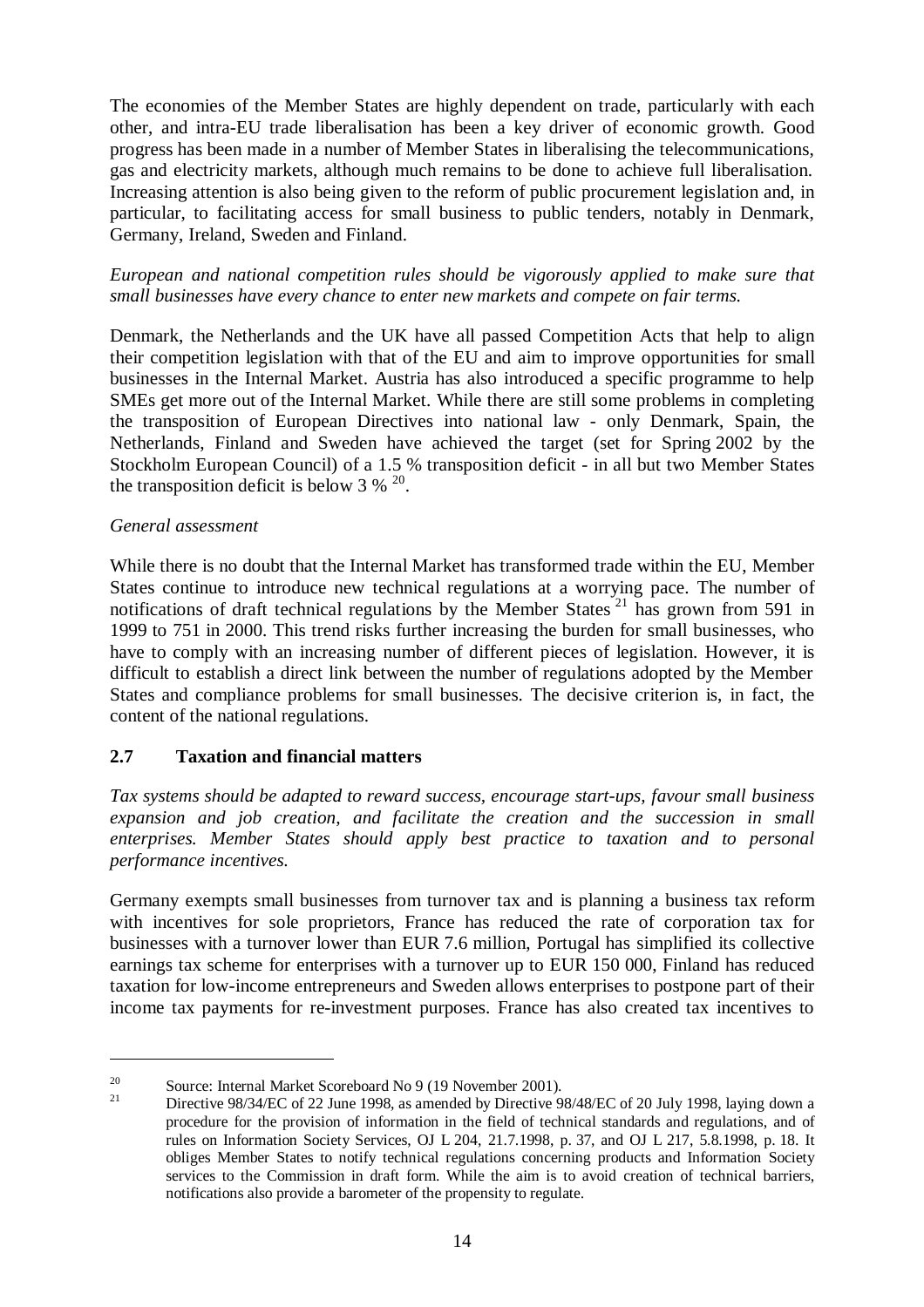The economies of the Member States are highly dependent on trade, particularly with each other, and intra-EU trade liberalisation has been a key driver of economic growth. Good progress has been made in a number of Member States in liberalising the telecommunications, gas and electricity markets, although much remains to be done to achieve full liberalisation. Increasing attention is also being given to the reform of public procurement legislation and, in particular, to facilitating access for small business to public tenders, notably in Denmark, Germany, Ireland, Sweden and Finland.

*European and national competition rules should be vigorously applied to make sure that small businesses have every chance to enter new markets and compete on fair terms.*

Denmark, the Netherlands and the UK have all passed Competition Acts that help to align their competition legislation with that of the EU and aim to improve opportunities for small businesses in the Internal Market. Austria has also introduced a specific programme to help SMEs get more out of the Internal Market. While there are still some problems in completing the transposition of European Directives into national law - only Denmark, Spain, the Netherlands, Finland and Sweden have achieved the target (set for Spring 2002 by the Stockholm European Council) of a 1.5 % transposition deficit - in all but two Member States the transposition deficit is below 3 % [20].

*General assessment*

While there is no doubt that the Internal Market has transformed trade within the EU, Member States continue to introduce new technical regulations at a worrying pace. The number of notifications of draft technical regulations by the Member States [21] has grown from 591 in 1999 to 751 in 2000. This trend risks further increasing the burden for small businesses, who have to comply with an increasing number of different pieces of legislation. However, it is difficult to establish a direct link between the number of regulations adopted by the Member States and compliance problems for small businesses. The decisive criterion is, in fact, the content of the national regulations.

## 2.7 Taxation and financial matters

*Tax systems should be adapted to reward success, encourage start-ups, favour small business expansion and job creation, and facilitate the creation and the succession in small enterprises. Member States should apply best practice to taxation and to personal performance incentives.*

Germany exempts small businesses from turnover tax and is planning a business tax reform with incentives for sole proprietors, France has reduced the rate of corporation tax for businesses with a turnover lower than EUR 7.6 million, Portugal has simplified its collective earnings tax scheme for enterprises with a turnover up to EUR 150 000, Finland has reduced taxation for low-income entrepreneurs and Sweden allows enterprises to postpone part of their income tax payments for re-investment purposes. France has also created tax incentives to

---

[20] Source: Internal Market Scoreboard No 9 (19 November 2001).

[21] Directive 98/34/EC of 22 June 1998, as amended by Directive 98/48/EC of 20 July 1998, laying down a procedure for the provision of information in the field of technical standards and regulations, and of rules on Information Society Services, OJ L 204, 21.7.1998, p. 37, and OJ L 217, 5.8.1998, p. 18. It obliges Member States to notify technical regulations concerning products and Information Society services to the Commission in draft form. While the aim is to avoid creation of technical barriers, notifications also provide a barometer of the propensity to regulate.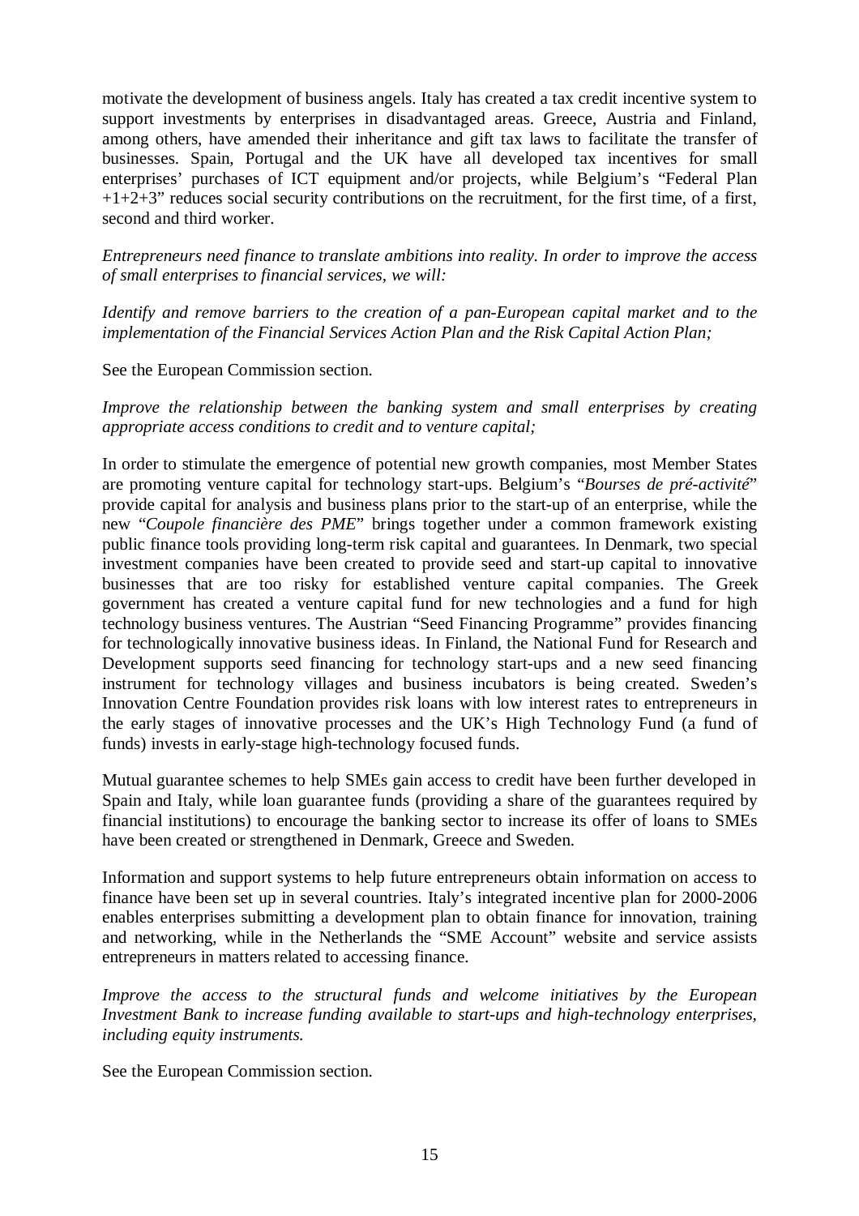motivate the development of business angels. Italy has created a tax credit incentive system to support investments by enterprises in disadvantaged areas. Greece, Austria and Finland, among others, have amended their inheritance and gift tax laws to facilitate the transfer of businesses. Spain, Portugal and the UK have all developed tax incentives for small enterprises' purchases of ICT equipment and/or projects, while Belgium's "Federal Plan +1+2+3" reduces social security contributions on the recruitment, for the first time, of a first, second and third worker.

*Entrepreneurs need finance to translate ambitions into reality. In order to improve the access of small enterprises to financial services, we will:*

*Identify and remove barriers to the creation of a pan-European capital market and to the implementation of the Financial Services Action Plan and the Risk Capital Action Plan;*

See the European Commission section.

*Improve the relationship between the banking system and small enterprises by creating appropriate access conditions to credit and to venture capital;*

In order to stimulate the emergence of potential new growth companies, most Member States are promoting venture capital for technology start-ups. Belgium's "*Bourses de pré-activité*" provide capital for analysis and business plans prior to the start-up of an enterprise, while the new "*Coupole financière des PME*" brings together under a common framework existing public finance tools providing long-term risk capital and guarantees. In Denmark, two special investment companies have been created to provide seed and start-up capital to innovative businesses that are too risky for established venture capital companies. The Greek government has created a venture capital fund for new technologies and a fund for high technology business ventures. The Austrian "Seed Financing Programme" provides financing for technologically innovative business ideas. In Finland, the National Fund for Research and Development supports seed financing for technology start-ups and a new seed financing instrument for technology villages and business incubators is being created. Sweden's Innovation Centre Foundation provides risk loans with low interest rates to entrepreneurs in the early stages of innovative processes and the UK's High Technology Fund (a fund of funds) invests in early-stage high-technology focused funds.

Mutual guarantee schemes to help SMEs gain access to credit have been further developed in Spain and Italy, while loan guarantee funds (providing a share of the guarantees required by financial institutions) to encourage the banking sector to increase its offer of loans to SMEs have been created or strengthened in Denmark, Greece and Sweden.

Information and support systems to help future entrepreneurs obtain information on access to finance have been set up in several countries. Italy's integrated incentive plan for 2000-2006 enables enterprises submitting a development plan to obtain finance for innovation, training and networking, while in the Netherlands the "SME Account" website and service assists entrepreneurs in matters related to accessing finance.

*Improve the access to the structural funds and welcome initiatives by the European Investment Bank to increase funding available to start-ups and high-technology enterprises, including equity instruments.*

See the European Commission section.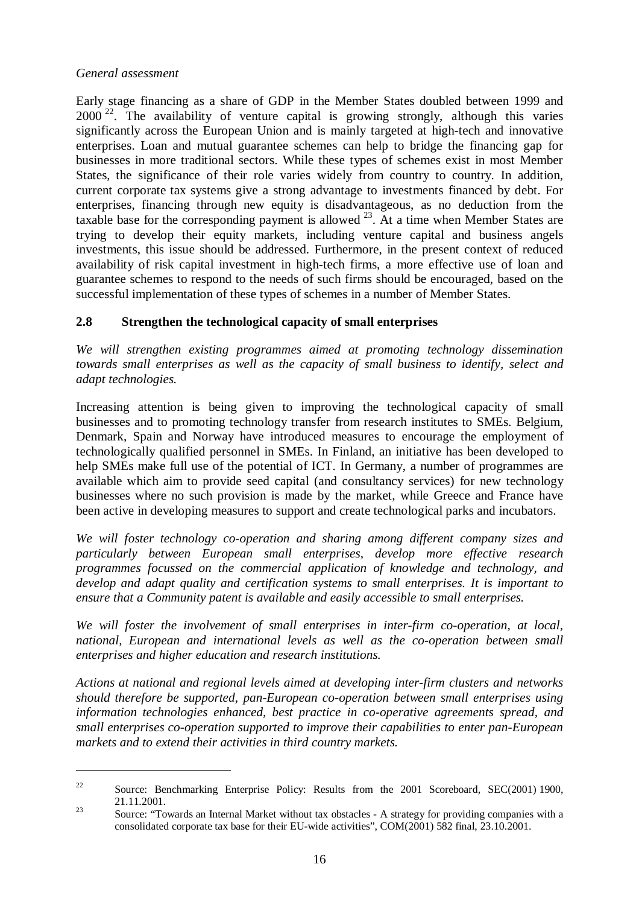*General assessment*

Early stage financing as a share of GDP in the Member States doubled between 1999 and 2000 [22]. The availability of venture capital is growing strongly, although this varies significantly across the European Union and is mainly targeted at high-tech and innovative enterprises. Loan and mutual guarantee schemes can help to bridge the financing gap for businesses in more traditional sectors. While these types of schemes exist in most Member States, the significance of their role varies widely from country to country. In addition, current corporate tax systems give a strong advantage to investments financed by debt. For enterprises, financing through new equity is disadvantageous, as no deduction from the taxable base for the corresponding payment is allowed [23]. At a time when Member States are trying to develop their equity markets, including venture capital and business angels investments, this issue should be addressed. Furthermore, in the present context of reduced availability of risk capital investment in high-tech firms, a more effective use of loan and guarantee schemes to respond to the needs of such firms should be encouraged, based on the successful implementation of these types of schemes in a number of Member States.

## 2.8 Strengthen the technological capacity of small enterprises

*We will strengthen existing programmes aimed at promoting technology dissemination towards small enterprises as well as the capacity of small business to identify, select and adapt technologies.*

Increasing attention is being given to improving the technological capacity of small businesses and to promoting technology transfer from research institutes to SMEs. Belgium, Denmark, Spain and Norway have introduced measures to encourage the employment of technologically qualified personnel in SMEs. In Finland, an initiative has been developed to help SMEs make full use of the potential of ICT. In Germany, a number of programmes are available which aim to provide seed capital (and consultancy services) for new technology businesses where no such provision is made by the market, while Greece and France have been active in developing measures to support and create technological parks and incubators.

*We will foster technology co-operation and sharing among different company sizes and particularly between European small enterprises, develop more effective research programmes focussed on the commercial application of knowledge and technology, and develop and adapt quality and certification systems to small enterprises. It is important to ensure that a Community patent is available and easily accessible to small enterprises.*

*We will foster the involvement of small enterprises in inter-firm co-operation, at local, national, European and international levels as well as the co-operation between small enterprises and higher education and research institutions.*

*Actions at national and regional levels aimed at developing inter-firm clusters and networks should therefore be supported, pan-European co-operation between small enterprises using information technologies enhanced, best practice in co-operative agreements spread, and small enterprises co-operation supported to improve their capabilities to enter pan-European markets and to extend their activities in third country markets.*

---

[22] Source: Benchmarking Enterprise Policy: Results from the 2001 Scoreboard, SEC(2001) 1900, 21.11.2001.

[23] Source: "Towards an Internal Market without tax obstacles - A strategy for providing companies with a consolidated corporate tax base for their EU-wide activities", COM(2001) 582 final, 23.10.2001.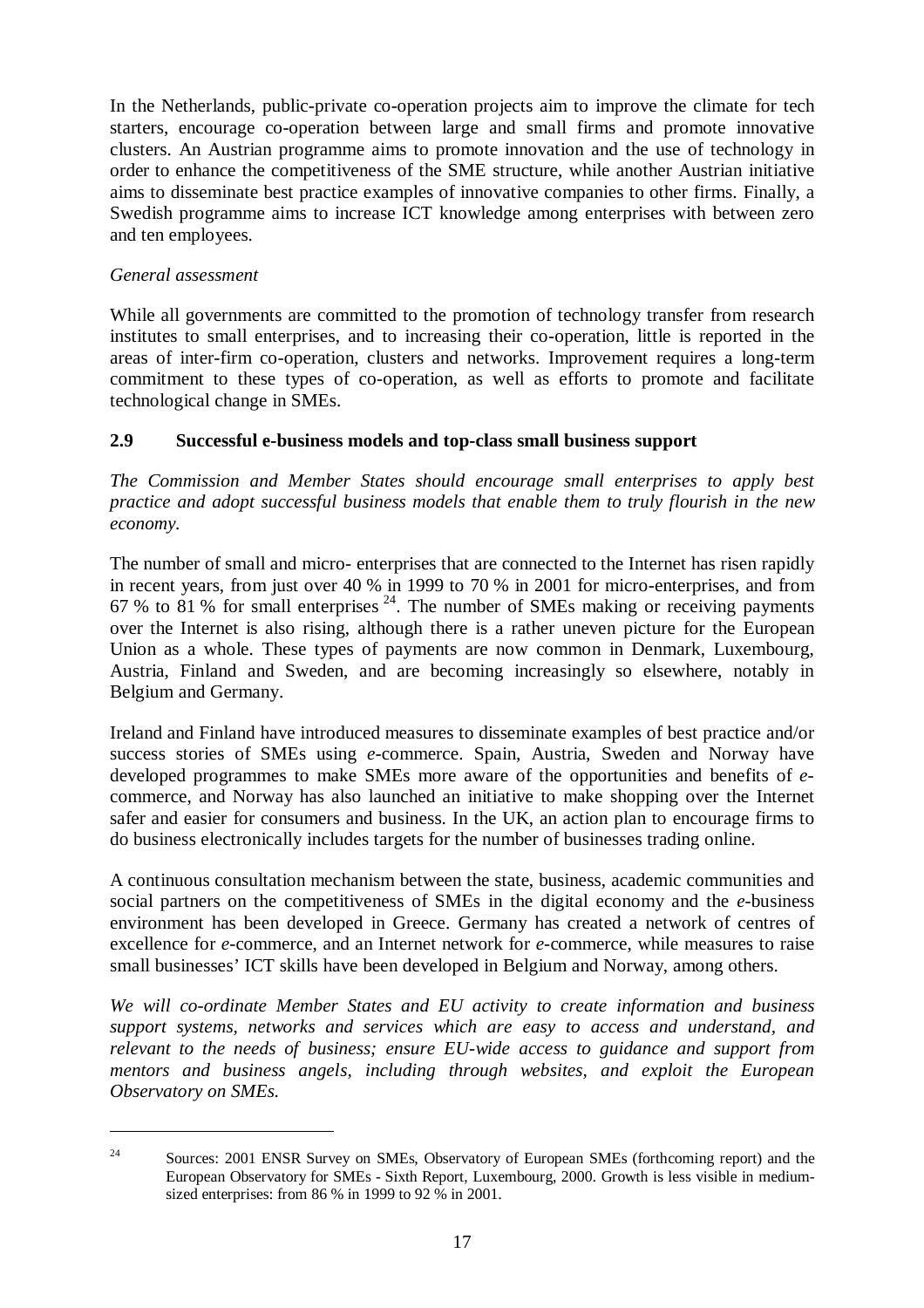In the Netherlands, public-private co-operation projects aim to improve the climate for tech starters, encourage co-operation between large and small firms and promote innovative clusters. An Austrian programme aims to promote innovation and the use of technology in order to enhance the competitiveness of the SME structure, while another Austrian initiative aims to disseminate best practice examples of innovative companies to other firms. Finally, a Swedish programme aims to increase ICT knowledge among enterprises with between zero and ten employees.

*General assessment*

While all governments are committed to the promotion of technology transfer from research institutes to small enterprises, and to increasing their co-operation, little is reported in the areas of inter-firm co-operation, clusters and networks. Improvement requires a long-term commitment to these types of co-operation, as well as efforts to promote and facilitate technological change in SMEs.

### 2.9 Successful e-business models and top-class small business support

*The Commission and Member States should encourage small enterprises to apply best practice and adopt successful business models that enable them to truly flourish in the new economy.*

The number of small and micro- enterprises that are connected to the Internet has risen rapidly in recent years, from just over 40 % in 1999 to 70 % in 2001 for micro-enterprises, and from 67 % to 81 % for small enterprises [24]. The number of SMEs making or receiving payments over the Internet is also rising, although there is a rather uneven picture for the European Union as a whole. These types of payments are now common in Denmark, Luxembourg, Austria, Finland and Sweden, and are becoming increasingly so elsewhere, notably in Belgium and Germany.

Ireland and Finland have introduced measures to disseminate examples of best practice and/or success stories of SMEs using *e*-commerce. Spain, Austria, Sweden and Norway have developed programmes to make SMEs more aware of the opportunities and benefits of *e*-commerce, and Norway has also launched an initiative to make shopping over the Internet safer and easier for consumers and business. In the UK, an action plan to encourage firms to do business electronically includes targets for the number of businesses trading online.

A continuous consultation mechanism between the state, business, academic communities and social partners on the competitiveness of SMEs in the digital economy and the *e*-business environment has been developed in Greece. Germany has created a network of centres of excellence for *e*-commerce, and an Internet network for *e*-commerce, while measures to raise small businesses' ICT skills have been developed in Belgium and Norway, among others.

*We will co-ordinate Member States and EU activity to create information and business support systems, networks and services which are easy to access and understand, and relevant to the needs of business; ensure EU-wide access to guidance and support from mentors and business angels, including through websites, and exploit the European Observatory on SMEs.*

---

[24] Sources: 2001 ENSR Survey on SMEs, Observatory of European SMEs (forthcoming report) and the European Observatory for SMEs - Sixth Report, Luxembourg, 2000. Growth is less visible in medium-sized enterprises: from 86 % in 1999 to 92 % in 2001.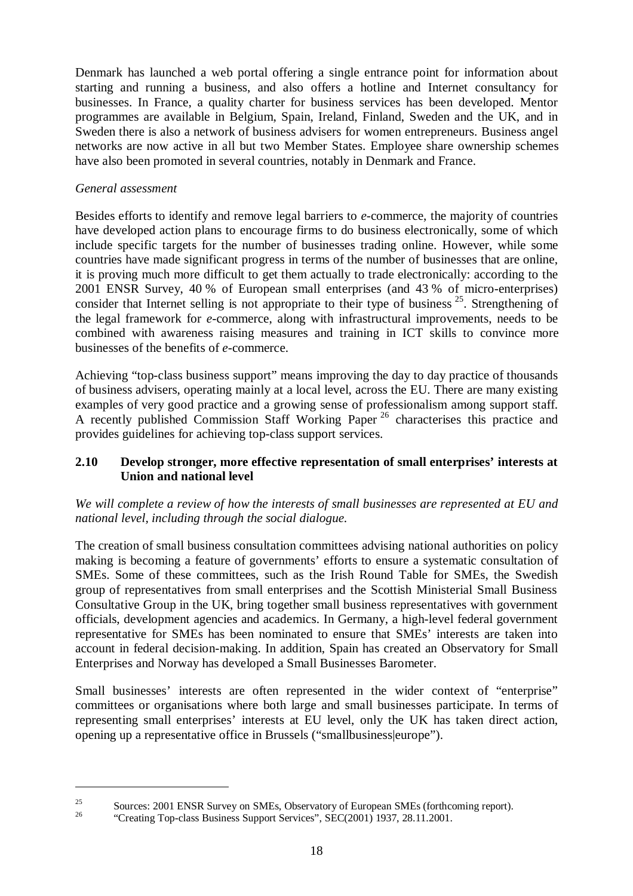Denmark has launched a web portal offering a single entrance point for information about starting and running a business, and also offers a hotline and Internet consultancy for businesses. In France, a quality charter for business services has been developed. Mentor programmes are available in Belgium, Spain, Ireland, Finland, Sweden and the UK, and in Sweden there is also a network of business advisers for women entrepreneurs. Business angel networks are now active in all but two Member States. Employee share ownership schemes have also been promoted in several countries, notably in Denmark and France.

*General assessment*

Besides efforts to identify and remove legal barriers to *e*-commerce, the majority of countries have developed action plans to encourage firms to do business electronically, some of which include specific targets for the number of businesses trading online. However, while some countries have made significant progress in terms of the number of businesses that are online, it is proving much more difficult to get them actually to trade electronically: according to the 2001 ENSR Survey, 40 % of European small enterprises (and 43 % of micro-enterprises) consider that Internet selling is not appropriate to their type of business [25]. Strengthening of the legal framework for *e*-commerce, along with infrastructural improvements, needs to be combined with awareness raising measures and training in ICT skills to convince more businesses of the benefits of *e*-commerce.

Achieving "top-class business support" means improving the day to day practice of thousands of business advisers, operating mainly at a local level, across the EU. There are many existing examples of very good practice and a growing sense of professionalism among support staff. A recently published Commission Staff Working Paper [26] characterises this practice and provides guidelines for achieving top-class support services.

### 2.10 Develop stronger, more effective representation of small enterprises' interests at Union and national level

*We will complete a review of how the interests of small businesses are represented at EU and national level, including through the social dialogue.*

The creation of small business consultation committees advising national authorities on policy making is becoming a feature of governments' efforts to ensure a systematic consultation of SMEs. Some of these committees, such as the Irish Round Table for SMEs, the Swedish group of representatives from small enterprises and the Scottish Ministerial Small Business Consultative Group in the UK, bring together small business representatives with government officials, development agencies and academics. In Germany, a high-level federal government representative for SMEs has been nominated to ensure that SMEs' interests are taken into account in federal decision-making. In addition, Spain has created an Observatory for Small Enterprises and Norway has developed a Small Businesses Barometer.

Small businesses' interests are often represented in the wider context of "enterprise" committees or organisations where both large and small businesses participate. In terms of representing small enterprises' interests at EU level, only the UK has taken direct action, opening up a representative office in Brussels ("smallbusiness|europe").

---

[25] Sources: 2001 ENSR Survey on SMEs, Observatory of European SMEs (forthcoming report).

[26] "Creating Top-class Business Support Services", SEC(2001) 1937, 28.11.2001.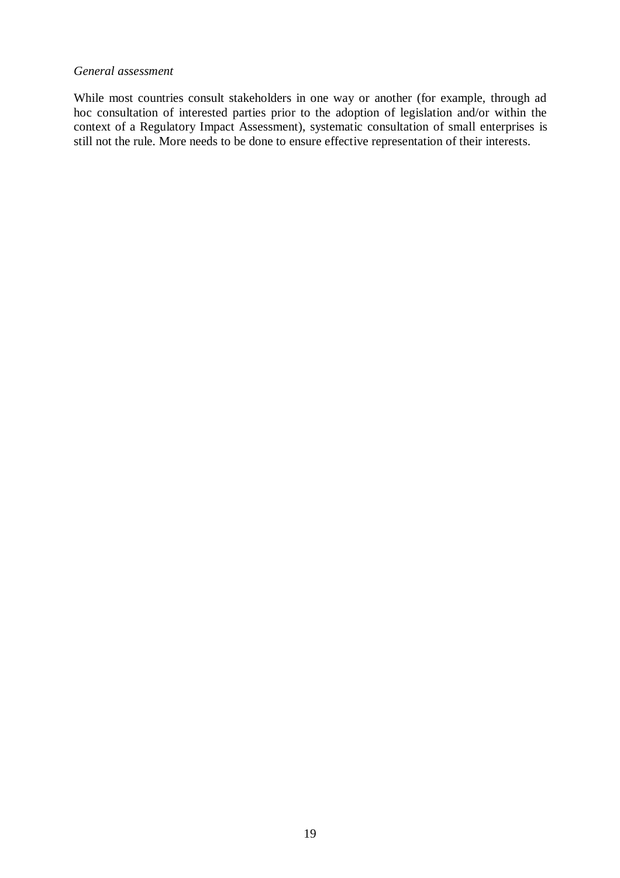*General assessment*

While most countries consult stakeholders in one way or another (for example, through ad hoc consultation of interested parties prior to the adoption of legislation and/or within the context of a Regulatory Impact Assessment), systematic consultation of small enterprises is still not the rule. More needs to be done to ensure effective representation of their interests.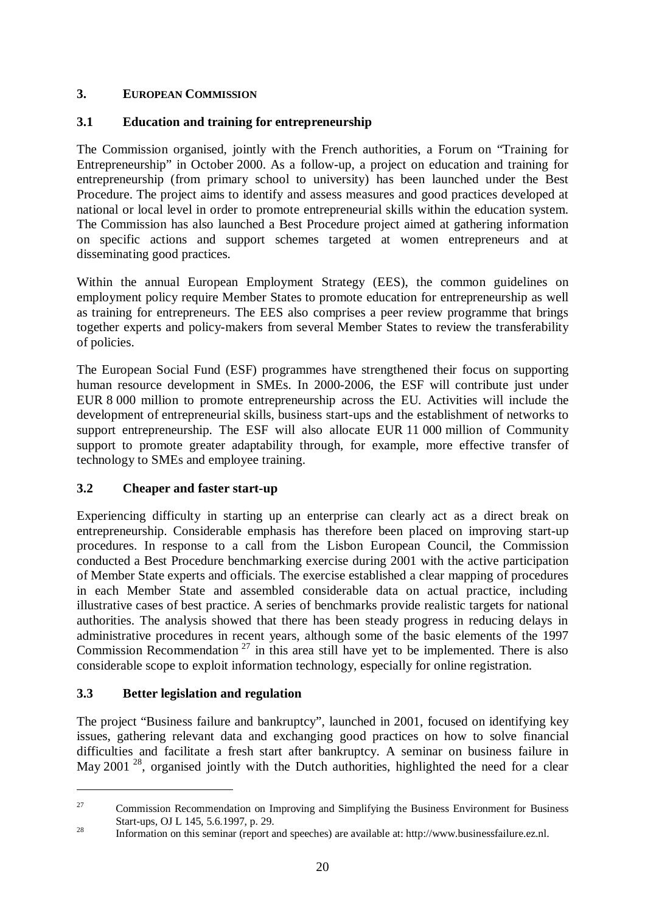## 3. EUROPEAN COMMISSION

### 3.1 Education and training for entrepreneurship

The Commission organised, jointly with the French authorities, a Forum on "Training for Entrepreneurship" in October 2000. As a follow-up, a project on education and training for entrepreneurship (from primary school to university) has been launched under the Best Procedure. The project aims to identify and assess measures and good practices developed at national or local level in order to promote entrepreneurial skills within the education system. The Commission has also launched a Best Procedure project aimed at gathering information on specific actions and support schemes targeted at women entrepreneurs and at disseminating good practices.

Within the annual European Employment Strategy (EES), the common guidelines on employment policy require Member States to promote education for entrepreneurship as well as training for entrepreneurs. The EES also comprises a peer review programme that brings together experts and policy-makers from several Member States to review the transferability of policies.

The European Social Fund (ESF) programmes have strengthened their focus on supporting human resource development in SMEs. In 2000-2006, the ESF will contribute just under EUR 8 000 million to promote entrepreneurship across the EU. Activities will include the development of entrepreneurial skills, business start-ups and the establishment of networks to support entrepreneurship. The ESF will also allocate EUR 11 000 million of Community support to promote greater adaptability through, for example, more effective transfer of technology to SMEs and employee training.

### 3.2 Cheaper and faster start-up

Experiencing difficulty in starting up an enterprise can clearly act as a direct break on entrepreneurship. Considerable emphasis has therefore been placed on improving start-up procedures. In response to a call from the Lisbon European Council, the Commission conducted a Best Procedure benchmarking exercise during 2001 with the active participation of Member State experts and officials. The exercise established a clear mapping of procedures in each Member State and assembled considerable data on actual practice, including illustrative cases of best practice. A series of benchmarks provide realistic targets for national authorities. The analysis showed that there has been steady progress in reducing delays in administrative procedures in recent years, although some of the basic elements of the 1997 Commission Recommendation [27] in this area still have yet to be implemented. There is also considerable scope to exploit information technology, especially for online registration.

### 3.3 Better legislation and regulation

The project "Business failure and bankruptcy", launched in 2001, focused on identifying key issues, gathering relevant data and exchanging good practices on how to solve financial difficulties and facilitate a fresh start after bankruptcy. A seminar on business failure in May 2001 [28], organised jointly with the Dutch authorities, highlighted the need for a clear

---

[27] Commission Recommendation on Improving and Simplifying the Business Environment for Business Start-ups, OJ L 145, 5.6.1997, p. 29.

[28] Information on this seminar (report and speeches) are available at: http://www.businessfailure.ez.nl.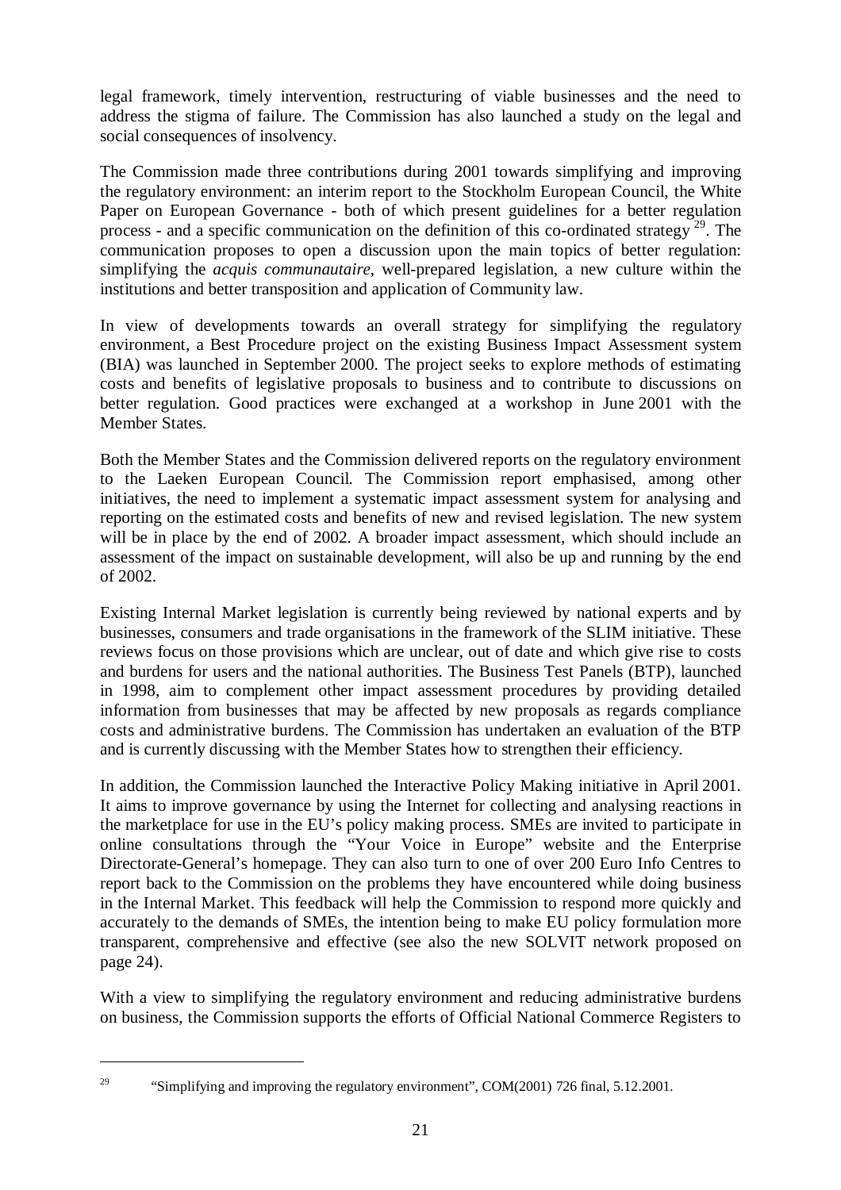legal framework, timely intervention, restructuring of viable businesses and the need to address the stigma of failure. The Commission has also launched a study on the legal and social consequences of insolvency.

The Commission made three contributions during 2001 towards simplifying and improving the regulatory environment: an interim report to the Stockholm European Council, the White Paper on European Governance - both of which present guidelines for a better regulation process - and a specific communication on the definition of this co-ordinated strategy [29]. The communication proposes to open a discussion upon the main topics of better regulation: simplifying the *acquis communautaire*, well-prepared legislation, a new culture within the institutions and better transposition and application of Community law.

In view of developments towards an overall strategy for simplifying the regulatory environment, a Best Procedure project on the existing Business Impact Assessment system (BIA) was launched in September 2000. The project seeks to explore methods of estimating costs and benefits of legislative proposals to business and to contribute to discussions on better regulation. Good practices were exchanged at a workshop in June 2001 with the Member States.

Both the Member States and the Commission delivered reports on the regulatory environment to the Laeken European Council. The Commission report emphasised, among other initiatives, the need to implement a systematic impact assessment system for analysing and reporting on the estimated costs and benefits of new and revised legislation. The new system will be in place by the end of 2002. A broader impact assessment, which should include an assessment of the impact on sustainable development, will also be up and running by the end of 2002.

Existing Internal Market legislation is currently being reviewed by national experts and by businesses, consumers and trade organisations in the framework of the SLIM initiative. These reviews focus on those provisions which are unclear, out of date and which give rise to costs and burdens for users and the national authorities. The Business Test Panels (BTP), launched in 1998, aim to complement other impact assessment procedures by providing detailed information from businesses that may be affected by new proposals as regards compliance costs and administrative burdens. The Commission has undertaken an evaluation of the BTP and is currently discussing with the Member States how to strengthen their efficiency.

In addition, the Commission launched the Interactive Policy Making initiative in April 2001. It aims to improve governance by using the Internet for collecting and analysing reactions in the marketplace for use in the EU's policy making process. SMEs are invited to participate in online consultations through the "Your Voice in Europe" website and the Enterprise Directorate-General's homepage. They can also turn to one of over 200 Euro Info Centres to report back to the Commission on the problems they have encountered while doing business in the Internal Market. This feedback will help the Commission to respond more quickly and accurately to the demands of SMEs, the intention being to make EU policy formulation more transparent, comprehensive and effective (see also the new SOLVIT network proposed on page 24).

With a view to simplifying the regulatory environment and reducing administrative burdens on business, the Commission supports the efforts of Official National Commerce Registers to

---

[29] "Simplifying and improving the regulatory environment", COM(2001) 726 final, 5.12.2001.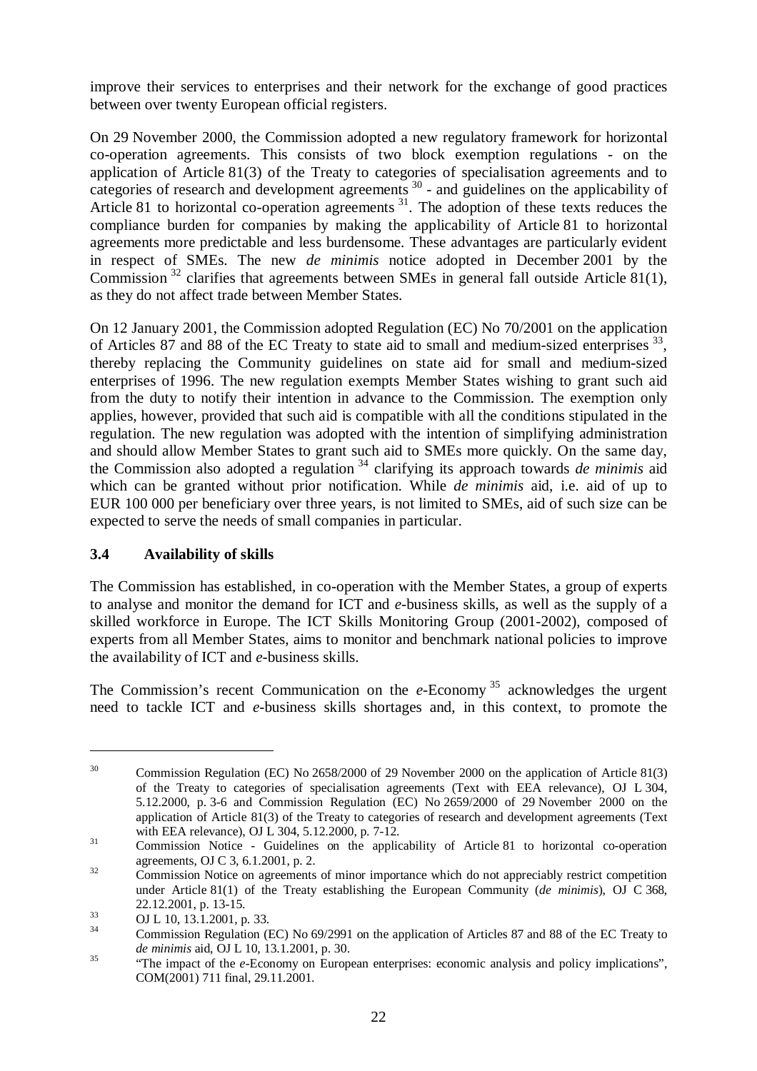improve their services to enterprises and their network for the exchange of good practices between over twenty European official registers.

On 29 November 2000, the Commission adopted a new regulatory framework for horizontal co-operation agreements. This consists of two block exemption regulations - on the application of Article 81(3) of the Treaty to categories of specialisation agreements and to categories of research and development agreements [30] - and guidelines on the applicability of Article 81 to horizontal co-operation agreements [31]. The adoption of these texts reduces the compliance burden for companies by making the applicability of Article 81 to horizontal agreements more predictable and less burdensome. These advantages are particularly evident in respect of SMEs. The new *de minimis* notice adopted in December 2001 by the Commission [32] clarifies that agreements between SMEs in general fall outside Article 81(1), as they do not affect trade between Member States.

On 12 January 2001, the Commission adopted Regulation (EC) No 70/2001 on the application of Articles 87 and 88 of the EC Treaty to state aid to small and medium-sized enterprises [33], thereby replacing the Community guidelines on state aid for small and medium-sized enterprises of 1996. The new regulation exempts Member States wishing to grant such aid from the duty to notify their intention in advance to the Commission. The exemption only applies, however, provided that such aid is compatible with all the conditions stipulated in the regulation. The new regulation was adopted with the intention of simplifying administration and should allow Member States to grant such aid to SMEs more quickly. On the same day, the Commission also adopted a regulation [34] clarifying its approach towards *de minimis* aid which can be granted without prior notification. While *de minimis* aid, i.e. aid of up to EUR 100 000 per beneficiary over three years, is not limited to SMEs, aid of such size can be expected to serve the needs of small companies in particular.

### 3.4 Availability of skills

The Commission has established, in co-operation with the Member States, a group of experts to analyse and monitor the demand for ICT and *e*-business skills, as well as the supply of a skilled workforce in Europe. The ICT Skills Monitoring Group (2001-2002), composed of experts from all Member States, aims to monitor and benchmark national policies to improve the availability of ICT and *e*-business skills.

The Commission's recent Communication on the *e*-Economy [35] acknowledges the urgent need to tackle ICT and *e*-business skills shortages and, in this context, to promote the

---

[30] Commission Regulation (EC) No 2658/2000 of 29 November 2000 on the application of Article 81(3) of the Treaty to categories of specialisation agreements (Text with EEA relevance), OJ L 304, 5.12.2000, p. 3-6 and Commission Regulation (EC) No 2659/2000 of 29 November 2000 on the application of Article 81(3) of the Treaty to categories of research and development agreements (Text with EEA relevance), OJ L 304, 5.12.2000, p. 7-12.

[31] Commission Notice - Guidelines on the applicability of Article 81 to horizontal co-operation agreements, OJ C 3, 6.1.2001, p. 2.

[32] Commission Notice on agreements of minor importance which do not appreciably restrict competition under Article 81(1) of the Treaty establishing the European Community (*de minimis*), OJ C 368, 22.12.2001, p. 13-15.

[33] OJ L 10, 13.1.2001, p. 33.

[34] Commission Regulation (EC) No 69/2991 on the application of Articles 87 and 88 of the EC Treaty to *de minimis* aid, OJ L 10, 13.1.2001, p. 30.

[35] "The impact of the *e*-Economy on European enterprises: economic analysis and policy implications", COM(2001) 711 final, 29.11.2001.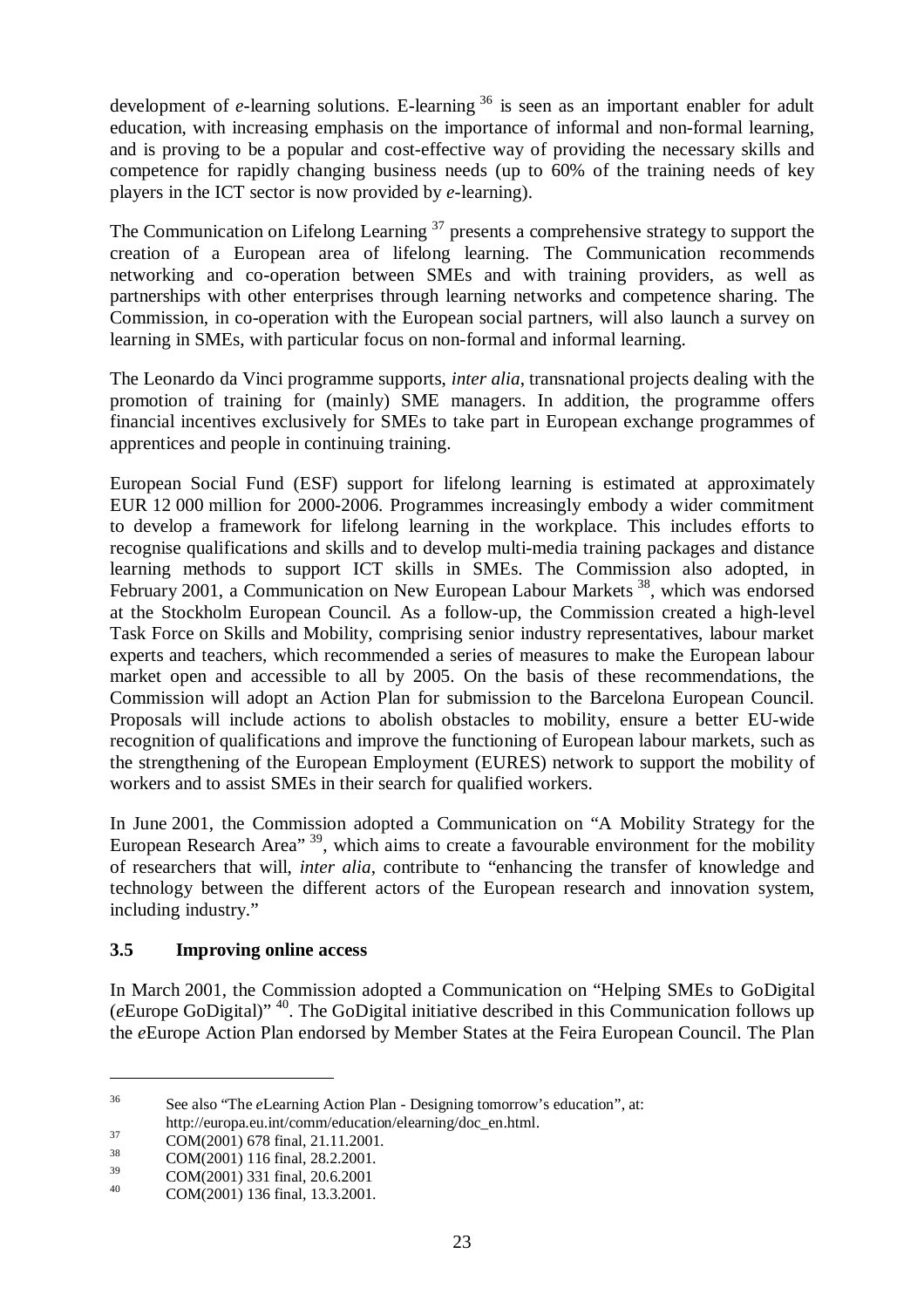development of *e*-learning solutions. E-learning [36] is seen as an important enabler for adult education, with increasing emphasis on the importance of informal and non-formal learning, and is proving to be a popular and cost-effective way of providing the necessary skills and competence for rapidly changing business needs (up to 60% of the training needs of key players in the ICT sector is now provided by *e*-learning).

The Communication on Lifelong Learning [37] presents a comprehensive strategy to support the creation of a European area of lifelong learning. The Communication recommends networking and co-operation between SMEs and with training providers, as well as partnerships with other enterprises through learning networks and competence sharing. The Commission, in co-operation with the European social partners, will also launch a survey on learning in SMEs, with particular focus on non-formal and informal learning.

The Leonardo da Vinci programme supports, *inter alia*, transnational projects dealing with the promotion of training for (mainly) SME managers. In addition, the programme offers financial incentives exclusively for SMEs to take part in European exchange programmes of apprentices and people in continuing training.

European Social Fund (ESF) support for lifelong learning is estimated at approximately EUR 12 000 million for 2000-2006. Programmes increasingly embody a wider commitment to develop a framework for lifelong learning in the workplace. This includes efforts to recognise qualifications and skills and to develop multi-media training packages and distance learning methods to support ICT skills in SMEs. The Commission also adopted, in February 2001, a Communication on New European Labour Markets [38], which was endorsed at the Stockholm European Council. As a follow-up, the Commission created a high-level Task Force on Skills and Mobility, comprising senior industry representatives, labour market experts and teachers, which recommended a series of measures to make the European labour market open and accessible to all by 2005. On the basis of these recommendations, the Commission will adopt an Action Plan for submission to the Barcelona European Council. Proposals will include actions to abolish obstacles to mobility, ensure a better EU-wide recognition of qualifications and improve the functioning of European labour markets, such as the strengthening of the European Employment (EURES) network to support the mobility of workers and to assist SMEs in their search for qualified workers.

In June 2001, the Commission adopted a Communication on "A Mobility Strategy for the European Research Area" [39], which aims to create a favourable environment for the mobility of researchers that will, *inter alia*, contribute to "enhancing the transfer of knowledge and technology between the different actors of the European research and innovation system, including industry."

### 3.5 Improving online access

In March 2001, the Commission adopted a Communication on "Helping SMEs to GoDigital (*e*Europe GoDigital)" [40]. The GoDigital initiative described in this Communication follows up the *e*Europe Action Plan endorsed by Member States at the Feira European Council. The Plan

---

[36] See also "The *e*Learning Action Plan - Designing tomorrow's education", at: http://europa.eu.int/comm/education/elearning/doc_en.html.

[37] COM(2001) 678 final, 21.11.2001.

[38] COM(2001) 116 final, 28.2.2001.

[39] COM(2001) 331 final, 20.6.2001

[40] COM(2001) 136 final, 13.3.2001.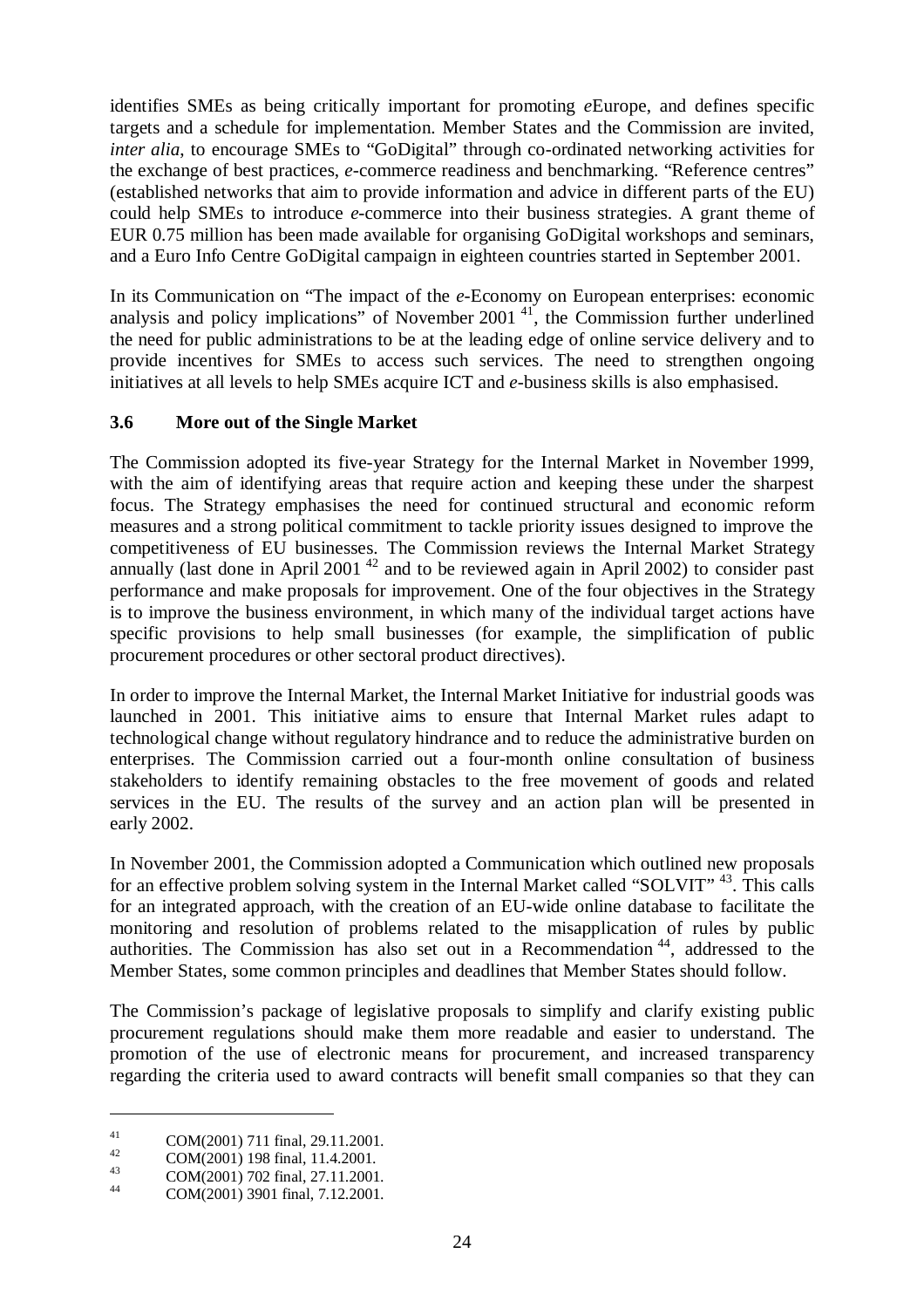identifies SMEs as being critically important for promoting *e*Europe, and defines specific targets and a schedule for implementation. Member States and the Commission are invited, *inter alia*, to encourage SMEs to "GoDigital" through co-ordinated networking activities for the exchange of best practices, *e*-commerce readiness and benchmarking. "Reference centres" (established networks that aim to provide information and advice in different parts of the EU) could help SMEs to introduce *e*-commerce into their business strategies. A grant theme of EUR 0.75 million has been made available for organising GoDigital workshops and seminars, and a Euro Info Centre GoDigital campaign in eighteen countries started in September 2001.

In its Communication on "The impact of the *e*-Economy on European enterprises: economic analysis and policy implications" of November 2001 [41], the Commission further underlined the need for public administrations to be at the leading edge of online service delivery and to provide incentives for SMEs to access such services. The need to strengthen ongoing initiatives at all levels to help SMEs acquire ICT and *e*-business skills is also emphasised.

### 3.6 More out of the Single Market

The Commission adopted its five-year Strategy for the Internal Market in November 1999, with the aim of identifying areas that require action and keeping these under the sharpest focus. The Strategy emphasises the need for continued structural and economic reform measures and a strong political commitment to tackle priority issues designed to improve the competitiveness of EU businesses. The Commission reviews the Internal Market Strategy annually (last done in April 2001 [42] and to be reviewed again in April 2002) to consider past performance and make proposals for improvement. One of the four objectives in the Strategy is to improve the business environment, in which many of the individual target actions have specific provisions to help small businesses (for example, the simplification of public procurement procedures or other sectoral product directives).

In order to improve the Internal Market, the Internal Market Initiative for industrial goods was launched in 2001. This initiative aims to ensure that Internal Market rules adapt to technological change without regulatory hindrance and to reduce the administrative burden on enterprises. The Commission carried out a four-month online consultation of business stakeholders to identify remaining obstacles to the free movement of goods and related services in the EU. The results of the survey and an action plan will be presented in early 2002.

In November 2001, the Commission adopted a Communication which outlined new proposals for an effective problem solving system in the Internal Market called "SOLVIT" [43]. This calls for an integrated approach, with the creation of an EU-wide online database to facilitate the monitoring and resolution of problems related to the misapplication of rules by public authorities. The Commission has also set out in a Recommendation [44], addressed to the Member States, some common principles and deadlines that Member States should follow.

The Commission's package of legislative proposals to simplify and clarify existing public procurement regulations should make them more readable and easier to understand. The promotion of the use of electronic means for procurement, and increased transparency regarding the criteria used to award contracts will benefit small companies so that they can

---

[41] COM(2001) 711 final, 29.11.2001.

[42] COM(2001) 198 final, 11.4.2001.

[43] COM(2001) 702 final, 27.11.2001.

[44] COM(2001) 3901 final, 7.12.2001.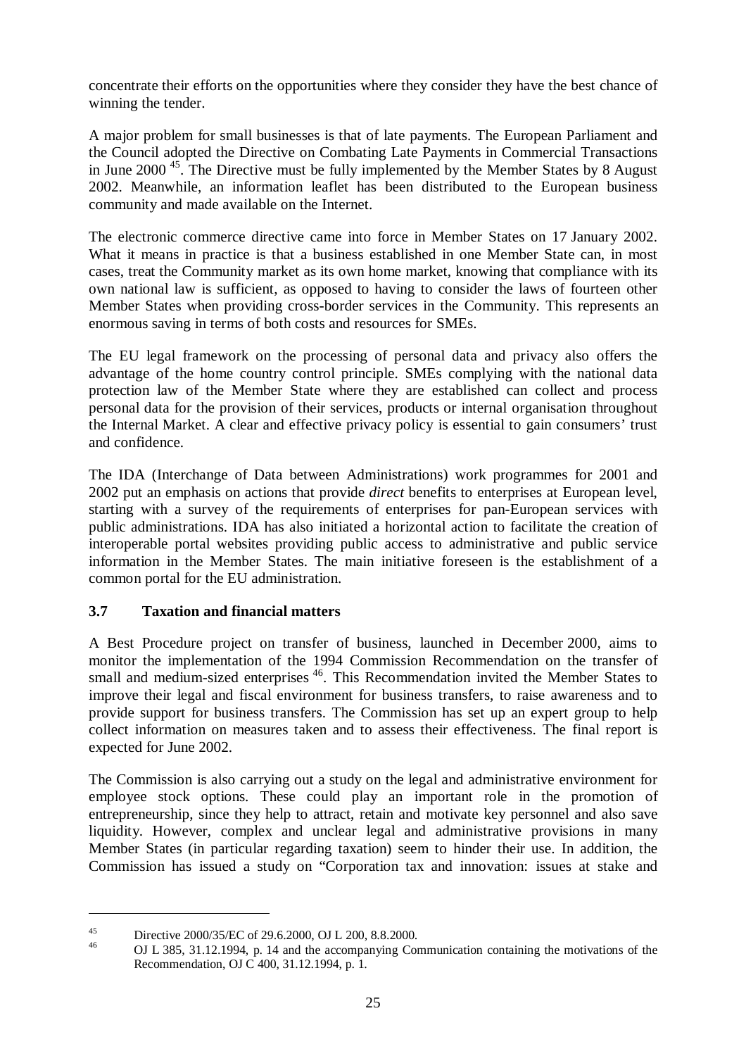concentrate their efforts on the opportunities where they consider they have the best chance of winning the tender.

A major problem for small businesses is that of late payments. The European Parliament and the Council adopted the Directive on Combating Late Payments in Commercial Transactions in June 2000 [45]. The Directive must be fully implemented by the Member States by 8 August 2002. Meanwhile, an information leaflet has been distributed to the European business community and made available on the Internet.

The electronic commerce directive came into force in Member States on 17 January 2002. What it means in practice is that a business established in one Member State can, in most cases, treat the Community market as its own home market, knowing that compliance with its own national law is sufficient, as opposed to having to consider the laws of fourteen other Member States when providing cross-border services in the Community. This represents an enormous saving in terms of both costs and resources for SMEs.

The EU legal framework on the processing of personal data and privacy also offers the advantage of the home country control principle. SMEs complying with the national data protection law of the Member State where they are established can collect and process personal data for the provision of their services, products or internal organisation throughout the Internal Market. A clear and effective privacy policy is essential to gain consumers' trust and confidence.

The IDA (Interchange of Data between Administrations) work programmes for 2001 and 2002 put an emphasis on actions that provide *direct* benefits to enterprises at European level, starting with a survey of the requirements of enterprises for pan-European services with public administrations. IDA has also initiated a horizontal action to facilitate the creation of interoperable portal websites providing public access to administrative and public service information in the Member States. The main initiative foreseen is the establishment of a common portal for the EU administration.

### 3.7 Taxation and financial matters

A Best Procedure project on transfer of business, launched in December 2000, aims to monitor the implementation of the 1994 Commission Recommendation on the transfer of small and medium-sized enterprises [46]. This Recommendation invited the Member States to improve their legal and fiscal environment for business transfers, to raise awareness and to provide support for business transfers. The Commission has set up an expert group to help collect information on measures taken and to assess their effectiveness. The final report is expected for June 2002.

The Commission is also carrying out a study on the legal and administrative environment for employee stock options. These could play an important role in the promotion of entrepreneurship, since they help to attract, retain and motivate key personnel and also save liquidity. However, complex and unclear legal and administrative provisions in many Member States (in particular regarding taxation) seem to hinder their use. In addition, the Commission has issued a study on "Corporation tax and innovation: issues at stake and

---

[45] Directive 2000/35/EC of 29.6.2000, OJ L 200, 8.8.2000.

[46] OJ L 385, 31.12.1994, p. 14 and the accompanying Communication containing the motivations of the Recommendation, OJ C 400, 31.12.1994, p. 1.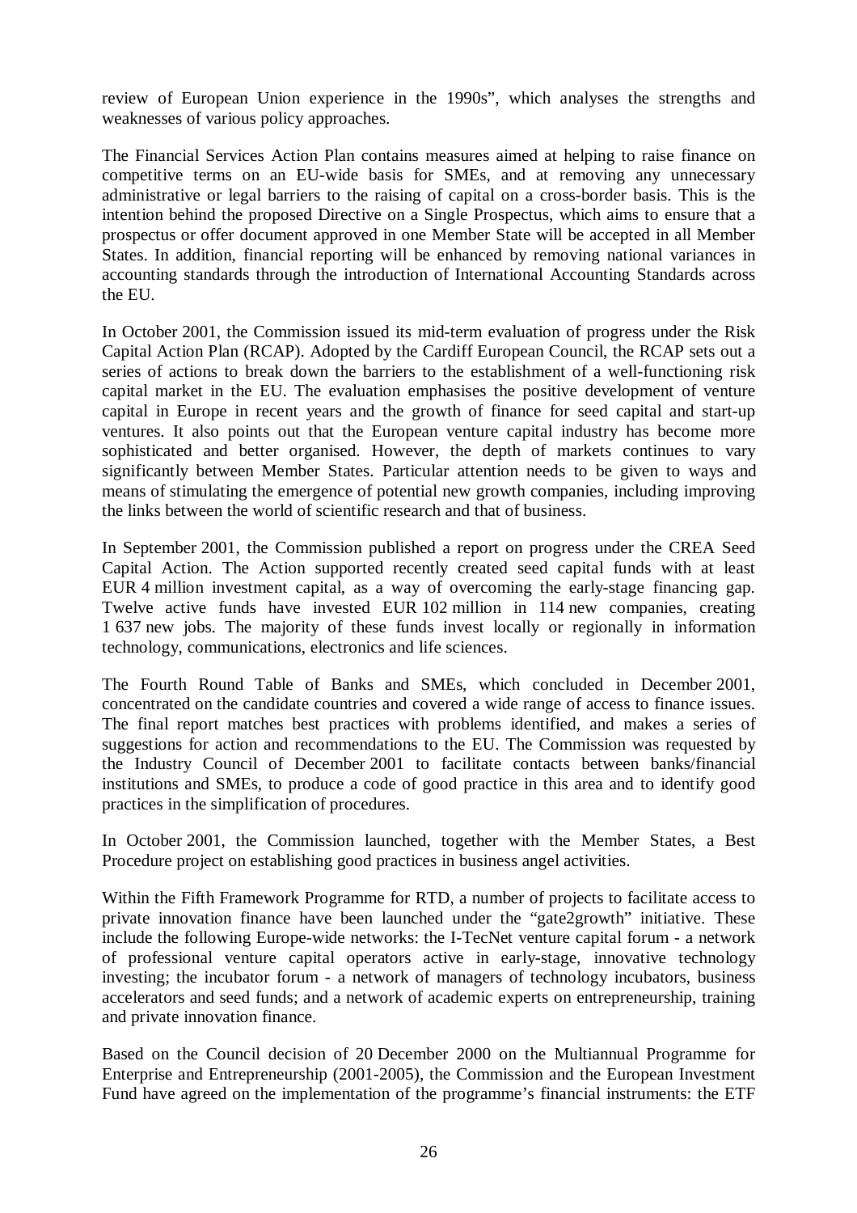review of European Union experience in the 1990s", which analyses the strengths and weaknesses of various policy approaches.

The Financial Services Action Plan contains measures aimed at helping to raise finance on competitive terms on an EU-wide basis for SMEs, and at removing any unnecessary administrative or legal barriers to the raising of capital on a cross-border basis. This is the intention behind the proposed Directive on a Single Prospectus, which aims to ensure that a prospectus or offer document approved in one Member State will be accepted in all Member States. In addition, financial reporting will be enhanced by removing national variances in accounting standards through the introduction of International Accounting Standards across the EU.

In October 2001, the Commission issued its mid-term evaluation of progress under the Risk Capital Action Plan (RCAP). Adopted by the Cardiff European Council, the RCAP sets out a series of actions to break down the barriers to the establishment of a well-functioning risk capital market in the EU. The evaluation emphasises the positive development of venture capital in Europe in recent years and the growth of finance for seed capital and start-up ventures. It also points out that the European venture capital industry has become more sophisticated and better organised. However, the depth of markets continues to vary significantly between Member States. Particular attention needs to be given to ways and means of stimulating the emergence of potential new growth companies, including improving the links between the world of scientific research and that of business.

In September 2001, the Commission published a report on progress under the CREA Seed Capital Action. The Action supported recently created seed capital funds with at least EUR 4 million investment capital, as a way of overcoming the early-stage financing gap. Twelve active funds have invested EUR 102 million in 114 new companies, creating 1 637 new jobs. The majority of these funds invest locally or regionally in information technology, communications, electronics and life sciences.

The Fourth Round Table of Banks and SMEs, which concluded in December 2001, concentrated on the candidate countries and covered a wide range of access to finance issues. The final report matches best practices with problems identified, and makes a series of suggestions for action and recommendations to the EU. The Commission was requested by the Industry Council of December 2001 to facilitate contacts between banks/financial institutions and SMEs, to produce a code of good practice in this area and to identify good practices in the simplification of procedures.

In October 2001, the Commission launched, together with the Member States, a Best Procedure project on establishing good practices in business angel activities.

Within the Fifth Framework Programme for RTD, a number of projects to facilitate access to private innovation finance have been launched under the "gate2growth" initiative. These include the following Europe-wide networks: the I-TecNet venture capital forum - a network of professional venture capital operators active in early-stage, innovative technology investing; the incubator forum - a network of managers of technology incubators, business accelerators and seed funds; and a network of academic experts on entrepreneurship, training and private innovation finance.

Based on the Council decision of 20 December 2000 on the Multiannual Programme for Enterprise and Entrepreneurship (2001-2005), the Commission and the European Investment Fund have agreed on the implementation of the programme's financial instruments: the ETF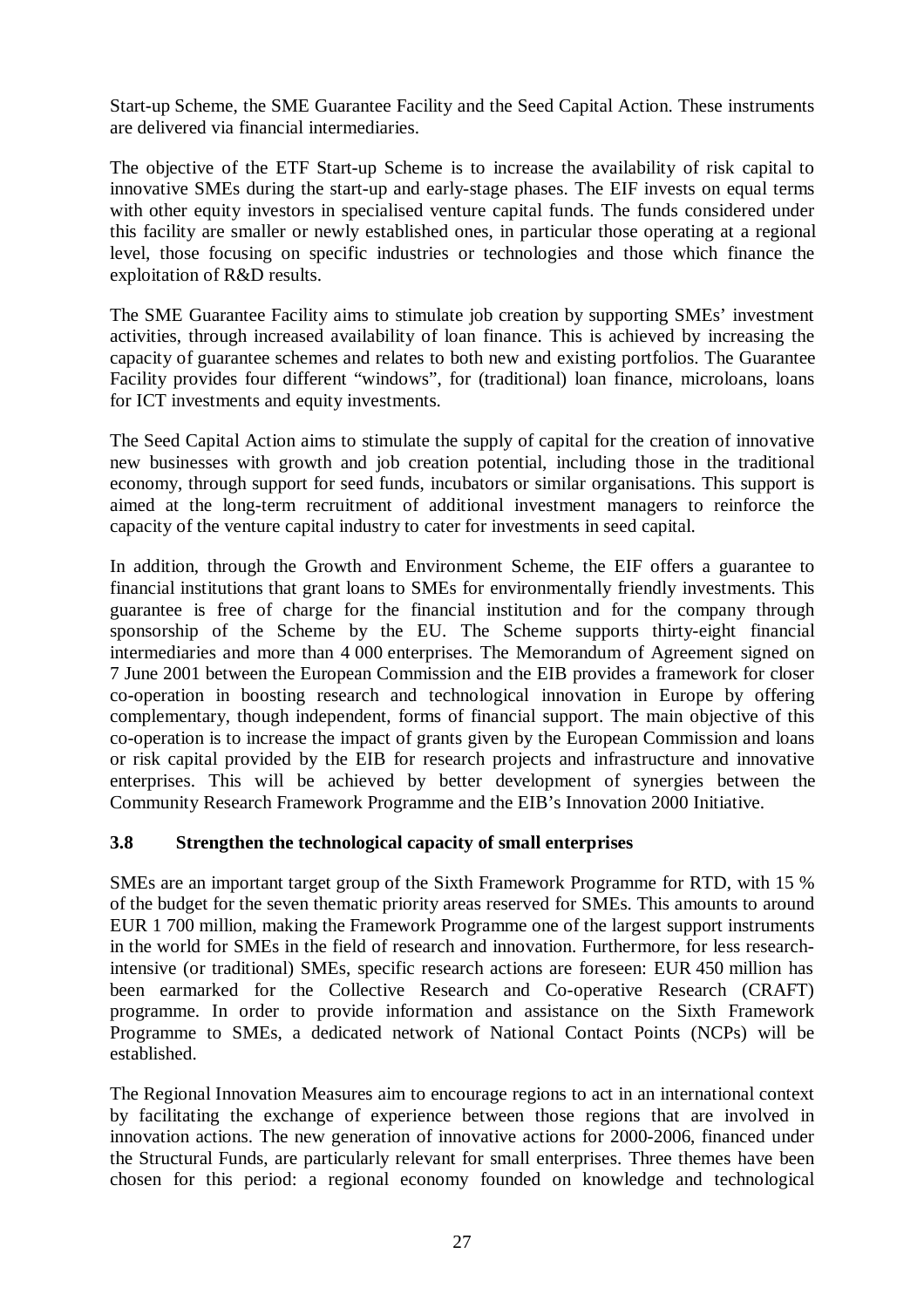Start-up Scheme, the SME Guarantee Facility and the Seed Capital Action. These instruments are delivered via financial intermediaries.

The objective of the ETF Start-up Scheme is to increase the availability of risk capital to innovative SMEs during the start-up and early-stage phases. The EIF invests on equal terms with other equity investors in specialised venture capital funds. The funds considered under this facility are smaller or newly established ones, in particular those operating at a regional level, those focusing on specific industries or technologies and those which finance the exploitation of R&D results.

The SME Guarantee Facility aims to stimulate job creation by supporting SMEs' investment activities, through increased availability of loan finance. This is achieved by increasing the capacity of guarantee schemes and relates to both new and existing portfolios. The Guarantee Facility provides four different "windows", for (traditional) loan finance, microloans, loans for ICT investments and equity investments.

The Seed Capital Action aims to stimulate the supply of capital for the creation of innovative new businesses with growth and job creation potential, including those in the traditional economy, through support for seed funds, incubators or similar organisations. This support is aimed at the long-term recruitment of additional investment managers to reinforce the capacity of the venture capital industry to cater for investments in seed capital.

In addition, through the Growth and Environment Scheme, the EIF offers a guarantee to financial institutions that grant loans to SMEs for environmentally friendly investments. This guarantee is free of charge for the financial institution and for the company through sponsorship of the Scheme by the EU. The Scheme supports thirty-eight financial intermediaries and more than 4 000 enterprises. The Memorandum of Agreement signed on 7 June 2001 between the European Commission and the EIB provides a framework for closer co-operation in boosting research and technological innovation in Europe by offering complementary, though independent, forms of financial support. The main objective of this co-operation is to increase the impact of grants given by the European Commission and loans or risk capital provided by the EIB for research projects and infrastructure and innovative enterprises. This will be achieved by better development of synergies between the Community Research Framework Programme and the EIB's Innovation 2000 Initiative.

### 3.8 Strengthen the technological capacity of small enterprises

SMEs are an important target group of the Sixth Framework Programme for RTD, with 15 % of the budget for the seven thematic priority areas reserved for SMEs. This amounts to around EUR 1 700 million, making the Framework Programme one of the largest support instruments in the world for SMEs in the field of research and innovation. Furthermore, for less research-intensive (or traditional) SMEs, specific research actions are foreseen: EUR 450 million has been earmarked for the Collective Research and Co-operative Research (CRAFT) programme. In order to provide information and assistance on the Sixth Framework Programme to SMEs, a dedicated network of National Contact Points (NCPs) will be established.

The Regional Innovation Measures aim to encourage regions to act in an international context by facilitating the exchange of experience between those regions that are involved in innovation actions. The new generation of innovative actions for 2000-2006, financed under the Structural Funds, are particularly relevant for small enterprises. Three themes have been chosen for this period: a regional economy founded on knowledge and technological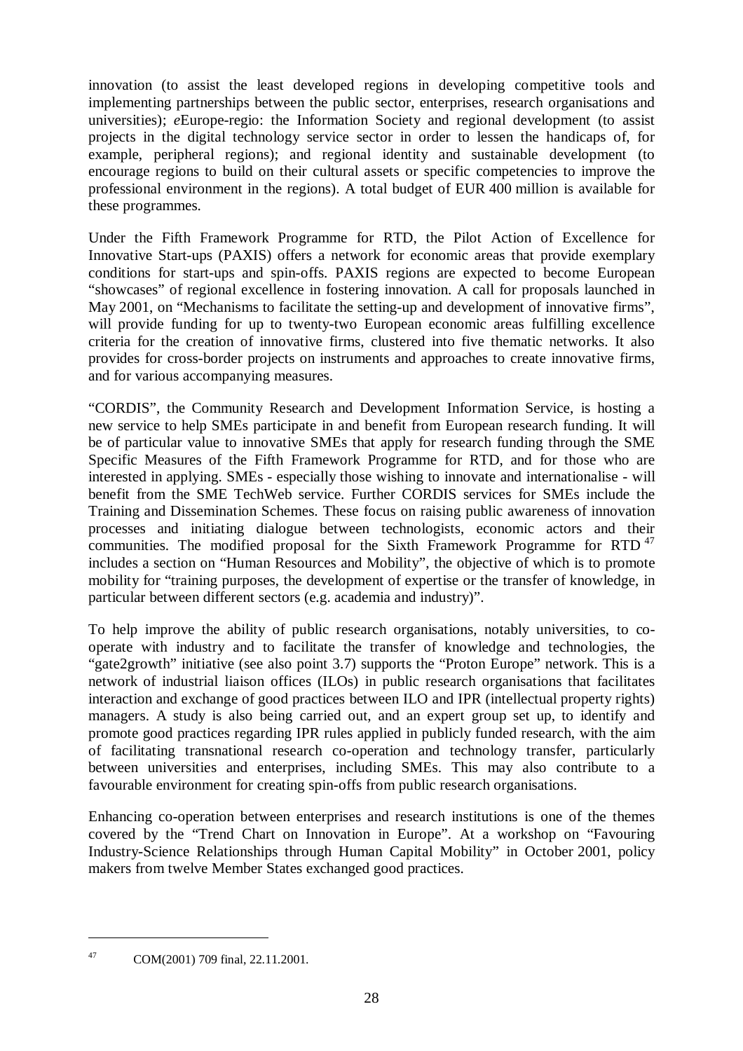innovation (to assist the least developed regions in developing competitive tools and implementing partnerships between the public sector, enterprises, research organisations and universities); *e*Europe-regio: the Information Society and regional development (to assist projects in the digital technology service sector in order to lessen the handicaps of, for example, peripheral regions); and regional identity and sustainable development (to encourage regions to build on their cultural assets or specific competencies to improve the professional environment in the regions). A total budget of EUR 400 million is available for these programmes.

Under the Fifth Framework Programme for RTD, the Pilot Action of Excellence for Innovative Start-ups (PAXIS) offers a network for economic areas that provide exemplary conditions for start-ups and spin-offs. PAXIS regions are expected to become European "showcases" of regional excellence in fostering innovation. A call for proposals launched in May 2001, on "Mechanisms to facilitate the setting-up and development of innovative firms", will provide funding for up to twenty-two European economic areas fulfilling excellence criteria for the creation of innovative firms, clustered into five thematic networks. It also provides for cross-border projects on instruments and approaches to create innovative firms, and for various accompanying measures.

"CORDIS", the Community Research and Development Information Service, is hosting a new service to help SMEs participate in and benefit from European research funding. It will be of particular value to innovative SMEs that apply for research funding through the SME Specific Measures of the Fifth Framework Programme for RTD, and for those who are interested in applying. SMEs - especially those wishing to innovate and internationalise - will benefit from the SME TechWeb service. Further CORDIS services for SMEs include the Training and Dissemination Schemes. These focus on raising public awareness of innovation processes and initiating dialogue between technologists, economic actors and their communities. The modified proposal for the Sixth Framework Programme for RTD [47] includes a section on "Human Resources and Mobility", the objective of which is to promote mobility for "training purposes, the development of expertise or the transfer of knowledge, in particular between different sectors (e.g. academia and industry)".

To help improve the ability of public research organisations, notably universities, to co-operate with industry and to facilitate the transfer of knowledge and technologies, the "gate2growth" initiative (see also point 3.7) supports the "Proton Europe" network. This is a network of industrial liaison offices (ILOs) in public research organisations that facilitates interaction and exchange of good practices between ILO and IPR (intellectual property rights) managers. A study is also being carried out, and an expert group set up, to identify and promote good practices regarding IPR rules applied in publicly funded research, with the aim of facilitating transnational research co-operation and technology transfer, particularly between universities and enterprises, including SMEs. This may also contribute to a favourable environment for creating spin-offs from public research organisations.

Enhancing co-operation between enterprises and research institutions is one of the themes covered by the "Trend Chart on Innovation in Europe". At a workshop on "Favouring Industry-Science Relationships through Human Capital Mobility" in October 2001, policy makers from twelve Member States exchanged good practices.

---

[47] COM(2001) 709 final, 22.11.2001.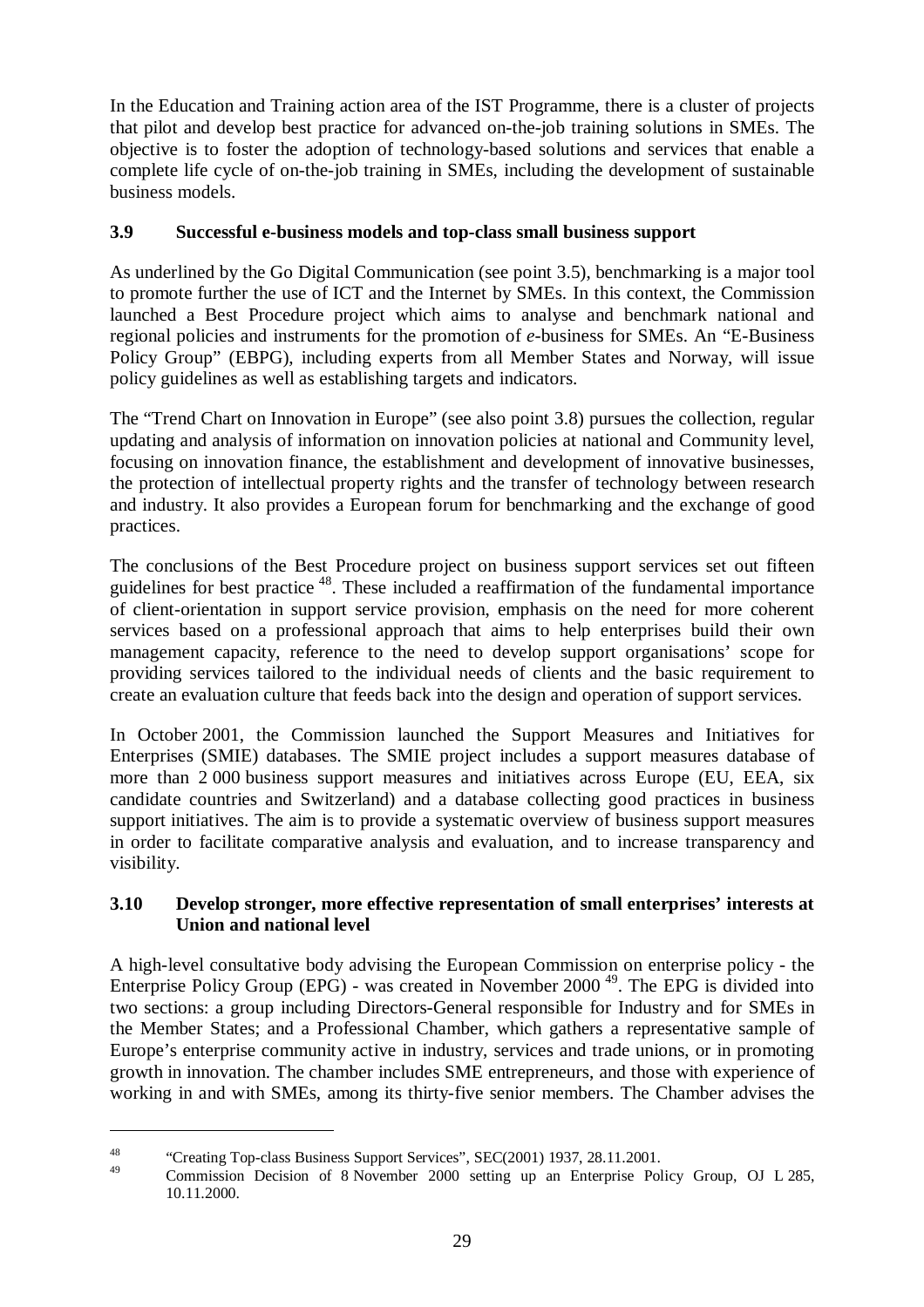In the Education and Training action area of the IST Programme, there is a cluster of projects that pilot and develop best practice for advanced on-the-job training solutions in SMEs. The objective is to foster the adoption of technology-based solutions and services that enable a complete life cycle of on-the-job training in SMEs, including the development of sustainable business models.

### 3.9 Successful e-business models and top-class small business support

As underlined by the Go Digital Communication (see point 3.5), benchmarking is a major tool to promote further the use of ICT and the Internet by SMEs. In this context, the Commission launched a Best Procedure project which aims to analyse and benchmark national and regional policies and instruments for the promotion of *e*-business for SMEs. An "E-Business Policy Group" (EBPG), including experts from all Member States and Norway, will issue policy guidelines as well as establishing targets and indicators.

The "Trend Chart on Innovation in Europe" (see also point 3.8) pursues the collection, regular updating and analysis of information on innovation policies at national and Community level, focusing on innovation finance, the establishment and development of innovative businesses, the protection of intellectual property rights and the transfer of technology between research and industry. It also provides a European forum for benchmarking and the exchange of good practices.

The conclusions of the Best Procedure project on business support services set out fifteen guidelines for best practice [48]. These included a reaffirmation of the fundamental importance of client-orientation in support service provision, emphasis on the need for more coherent services based on a professional approach that aims to help enterprises build their own management capacity, reference to the need to develop support organisations' scope for providing services tailored to the individual needs of clients and the basic requirement to create an evaluation culture that feeds back into the design and operation of support services.

In October 2001, the Commission launched the Support Measures and Initiatives for Enterprises (SMIE) databases. The SMIE project includes a support measures database of more than 2 000 business support measures and initiatives across Europe (EU, EEA, six candidate countries and Switzerland) and a database collecting good practices in business support initiatives. The aim is to provide a systematic overview of business support measures in order to facilitate comparative analysis and evaluation, and to increase transparency and visibility.

### 3.10 Develop stronger, more effective representation of small enterprises' interests at Union and national level

A high-level consultative body advising the European Commission on enterprise policy - the Enterprise Policy Group (EPG) - was created in November 2000 [49]. The EPG is divided into two sections: a group including Directors-General responsible for Industry and for SMEs in the Member States; and a Professional Chamber, which gathers a representative sample of Europe's enterprise community active in industry, services and trade unions, or in promoting growth in innovation. The chamber includes SME entrepreneurs, and those with experience of working in and with SMEs, among its thirty-five senior members. The Chamber advises the

---

[48] "Creating Top-class Business Support Services", SEC(2001) 1937, 28.11.2001.

[49] Commission Decision of 8 November 2000 setting up an Enterprise Policy Group, OJ L 285, 10.11.2000.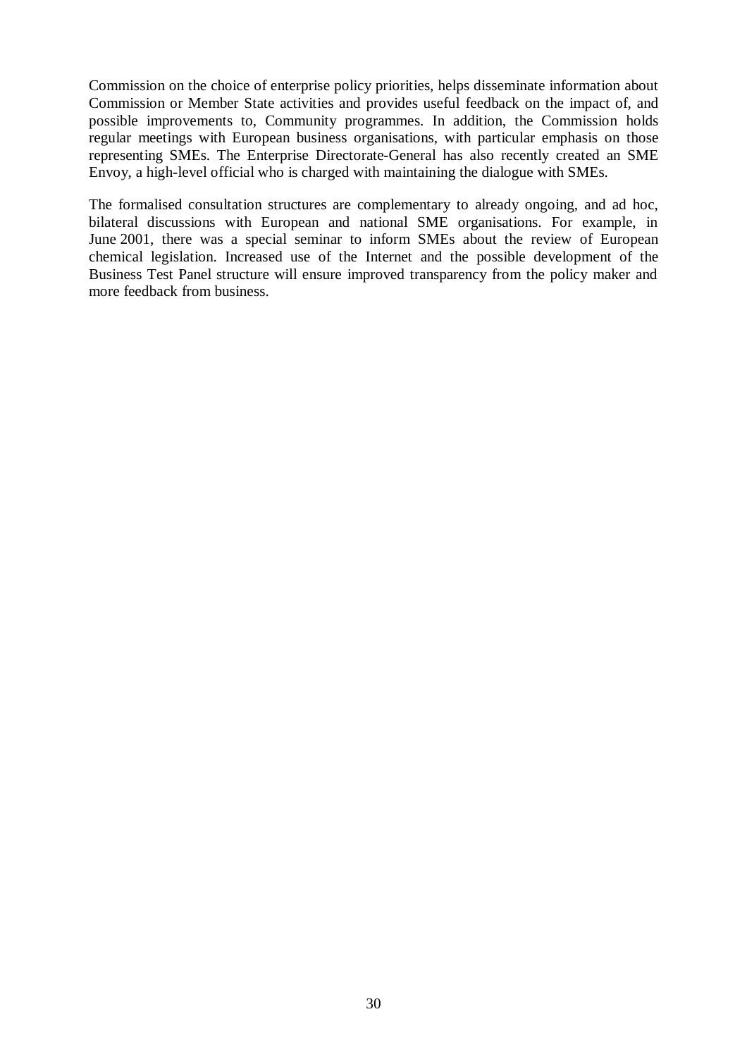Commission on the choice of enterprise policy priorities, helps disseminate information about Commission or Member State activities and provides useful feedback on the impact of, and possible improvements to, Community programmes. In addition, the Commission holds regular meetings with European business organisations, with particular emphasis on those representing SMEs. The Enterprise Directorate-General has also recently created an SME Envoy, a high-level official who is charged with maintaining the dialogue with SMEs.

The formalised consultation structures are complementary to already ongoing, and ad hoc, bilateral discussions with European and national SME organisations. For example, in June 2001, there was a special seminar to inform SMEs about the review of European chemical legislation. Increased use of the Internet and the possible development of the Business Test Panel structure will ensure improved transparency from the policy maker and more feedback from business.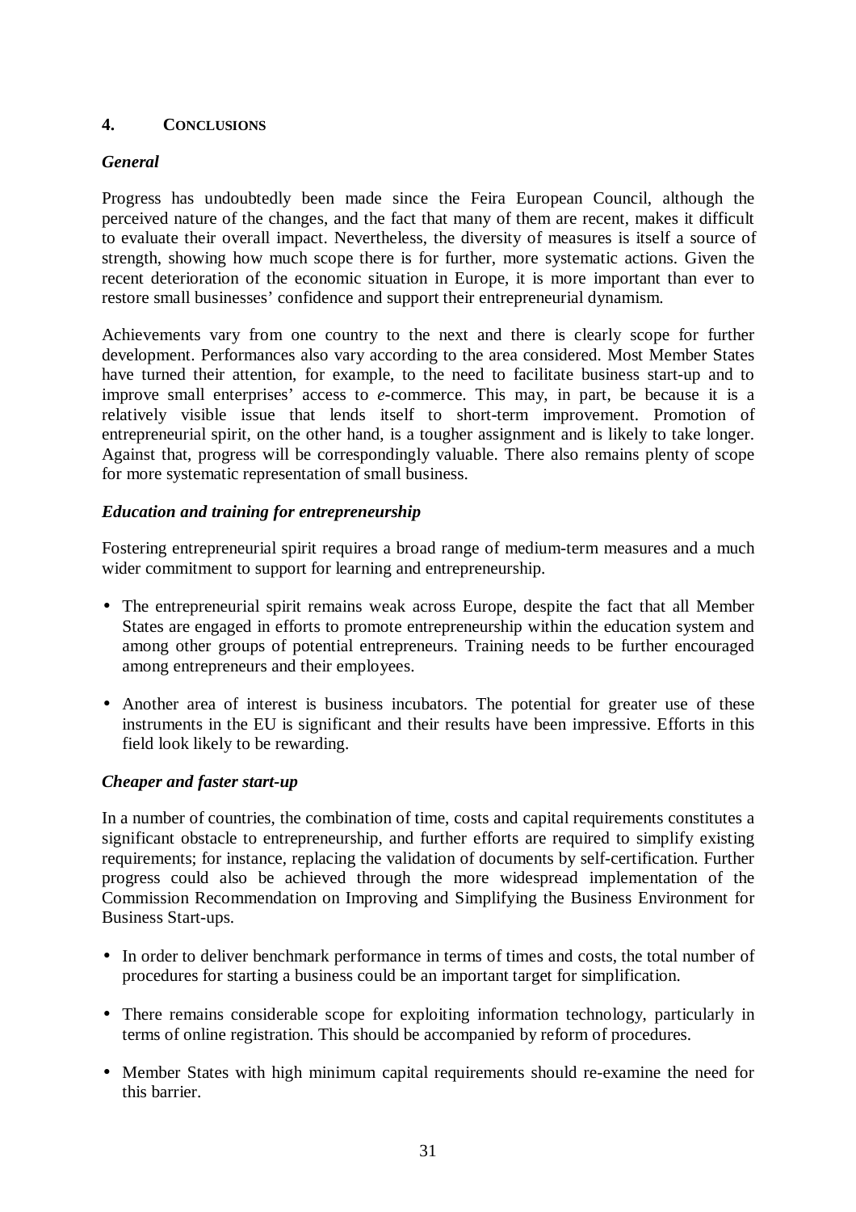## 4. CONCLUSIONS

### *General*

Progress has undoubtedly been made since the Feira European Council, although the perceived nature of the changes, and the fact that many of them are recent, makes it difficult to evaluate their overall impact. Nevertheless, the diversity of measures is itself a source of strength, showing how much scope there is for further, more systematic actions. Given the recent deterioration of the economic situation in Europe, it is more important than ever to restore small businesses' confidence and support their entrepreneurial dynamism.

Achievements vary from one country to the next and there is clearly scope for further development. Performances also vary according to the area considered. Most Member States have turned their attention, for example, to the need to facilitate business start-up and to improve small enterprises' access to *e*-commerce. This may, in part, be because it is a relatively visible issue that lends itself to short-term improvement. Promotion of entrepreneurial spirit, on the other hand, is a tougher assignment and is likely to take longer. Against that, progress will be correspondingly valuable. There also remains plenty of scope for more systematic representation of small business.

### *Education and training for entrepreneurship*

Fostering entrepreneurial spirit requires a broad range of medium-term measures and a much wider commitment to support for learning and entrepreneurship.

- The entrepreneurial spirit remains weak across Europe, despite the fact that all Member States are engaged in efforts to promote entrepreneurship within the education system and among other groups of potential entrepreneurs. Training needs to be further encouraged among entrepreneurs and their employees.

- Another area of interest is business incubators. The potential for greater use of these instruments in the EU is significant and their results have been impressive. Efforts in this field look likely to be rewarding.

### *Cheaper and faster start-up*

In a number of countries, the combination of time, costs and capital requirements constitutes a significant obstacle to entrepreneurship, and further efforts are required to simplify existing requirements; for instance, replacing the validation of documents by self-certification. Further progress could also be achieved through the more widespread implementation of the Commission Recommendation on Improving and Simplifying the Business Environment for Business Start-ups.

- In order to deliver benchmark performance in terms of times and costs, the total number of procedures for starting a business could be an important target for simplification.

- There remains considerable scope for exploiting information technology, particularly in terms of online registration. This should be accompanied by reform of procedures.

- Member States with high minimum capital requirements should re-examine the need for this barrier.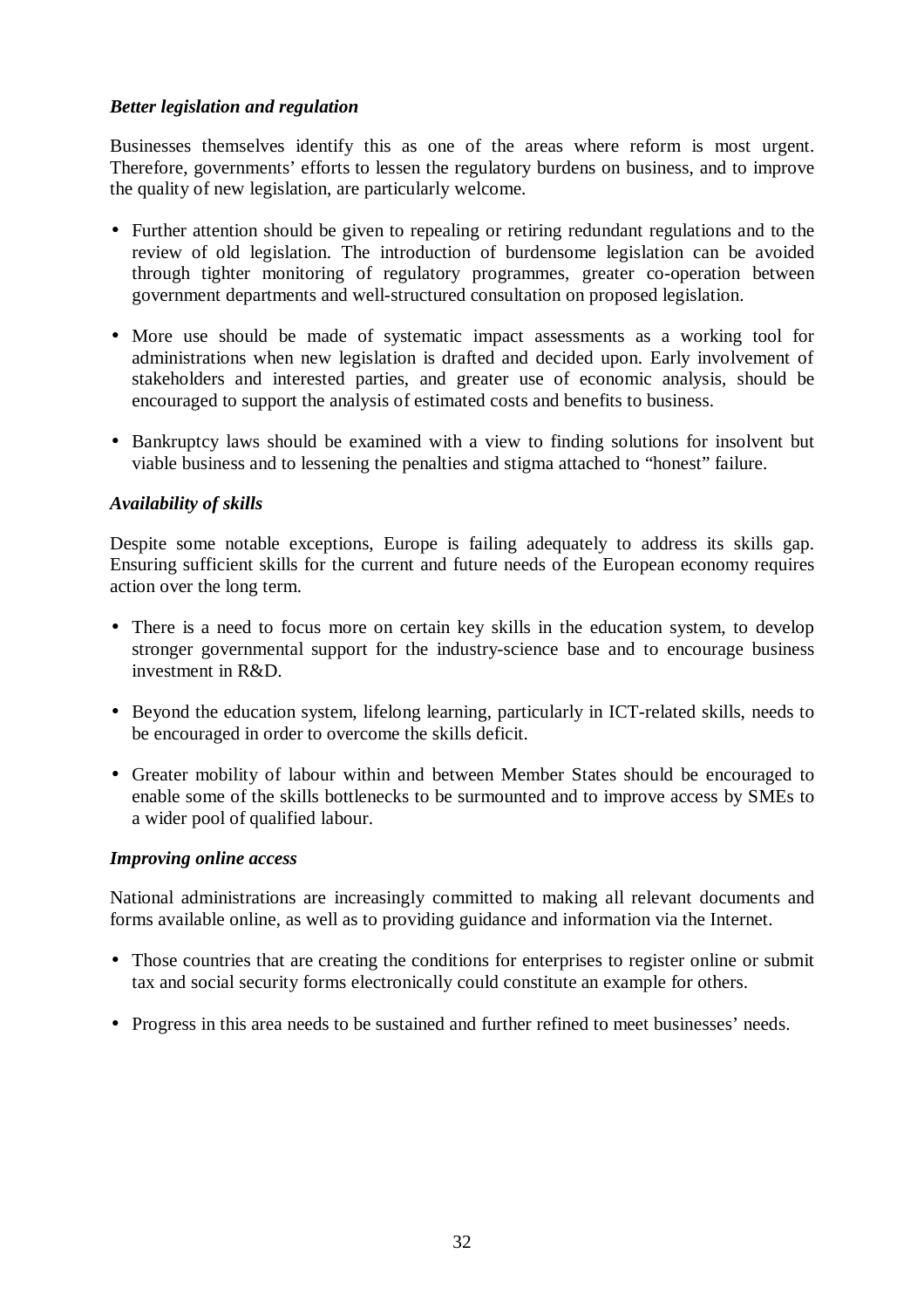***Better legislation and regulation***

Businesses themselves identify this as one of the areas where reform is most urgent. Therefore, governments' efforts to lessen the regulatory burdens on business, and to improve the quality of new legislation, are particularly welcome.

- Further attention should be given to repealing or retiring redundant regulations and to the review of old legislation. The introduction of burdensome legislation can be avoided through tighter monitoring of regulatory programmes, greater co-operation between government departments and well-structured consultation on proposed legislation.

- More use should be made of systematic impact assessments as a working tool for administrations when new legislation is drafted and decided upon. Early involvement of stakeholders and interested parties, and greater use of economic analysis, should be encouraged to support the analysis of estimated costs and benefits to business.

- Bankruptcy laws should be examined with a view to finding solutions for insolvent but viable business and to lessening the penalties and stigma attached to "honest" failure.

***Availability of skills***

Despite some notable exceptions, Europe is failing adequately to address its skills gap. Ensuring sufficient skills for the current and future needs of the European economy requires action over the long term.

- There is a need to focus more on certain key skills in the education system, to develop stronger governmental support for the industry-science base and to encourage business investment in R&D.

- Beyond the education system, lifelong learning, particularly in ICT-related skills, needs to be encouraged in order to overcome the skills deficit.

- Greater mobility of labour within and between Member States should be encouraged to enable some of the skills bottlenecks to be surmounted and to improve access by SMEs to a wider pool of qualified labour.

***Improving online access***

National administrations are increasingly committed to making all relevant documents and forms available online, as well as to providing guidance and information via the Internet.

- Those countries that are creating the conditions for enterprises to register online or submit tax and social security forms electronically could constitute an example for others.

- Progress in this area needs to be sustained and further refined to meet businesses' needs.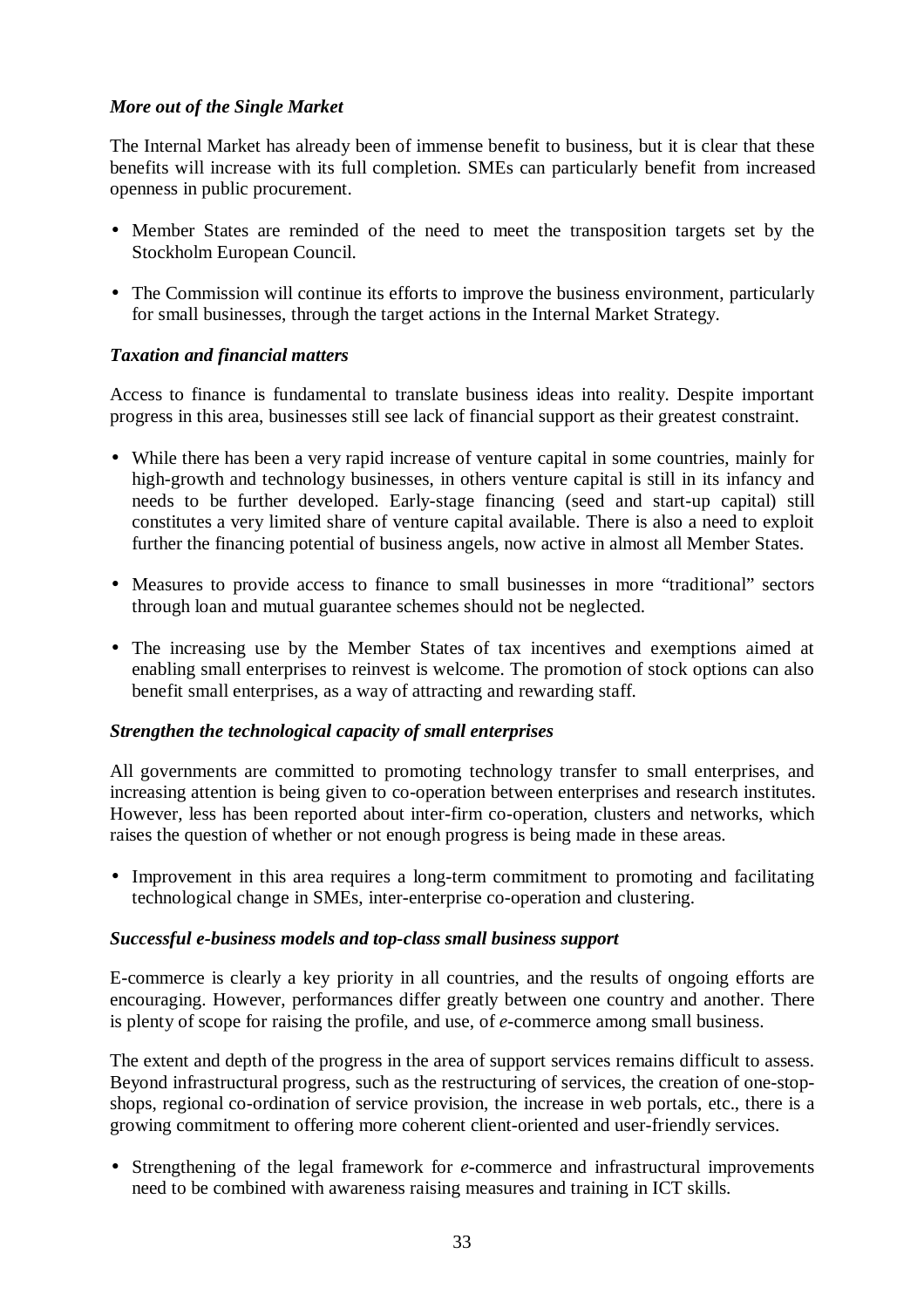***More out of the Single Market***

The Internal Market has already been of immense benefit to business, but it is clear that these benefits will increase with its full completion. SMEs can particularly benefit from increased openness in public procurement.

- Member States are reminded of the need to meet the transposition targets set by the Stockholm European Council.
- The Commission will continue its efforts to improve the business environment, particularly for small businesses, through the target actions in the Internal Market Strategy.

***Taxation and financial matters***

Access to finance is fundamental to translate business ideas into reality. Despite important progress in this area, businesses still see lack of financial support as their greatest constraint.

- While there has been a very rapid increase of venture capital in some countries, mainly for high-growth and technology businesses, in others venture capital is still in its infancy and needs to be further developed. Early-stage financing (seed and start-up capital) still constitutes a very limited share of venture capital available. There is also a need to exploit further the financing potential of business angels, now active in almost all Member States.
- Measures to provide access to finance to small businesses in more "traditional" sectors through loan and mutual guarantee schemes should not be neglected.
- The increasing use by the Member States of tax incentives and exemptions aimed at enabling small enterprises to reinvest is welcome. The promotion of stock options can also benefit small enterprises, as a way of attracting and rewarding staff.

***Strengthen the technological capacity of small enterprises***

All governments are committed to promoting technology transfer to small enterprises, and increasing attention is being given to co-operation between enterprises and research institutes. However, less has been reported about inter-firm co-operation, clusters and networks, which raises the question of whether or not enough progress is being made in these areas.

- Improvement in this area requires a long-term commitment to promoting and facilitating technological change in SMEs, inter-enterprise co-operation and clustering.

***Successful e-business models and top-class small business support***

E-commerce is clearly a key priority in all countries, and the results of ongoing efforts are encouraging. However, performances differ greatly between one country and another. There is plenty of scope for raising the profile, and use, of *e*-commerce among small business.

The extent and depth of the progress in the area of support services remains difficult to assess. Beyond infrastructural progress, such as the restructuring of services, the creation of one-stop-shops, regional co-ordination of service provision, the increase in web portals, etc., there is a growing commitment to offering more coherent client-oriented and user-friendly services.

- Strengthening of the legal framework for *e*-commerce and infrastructural improvements need to be combined with awareness raising measures and training in ICT skills.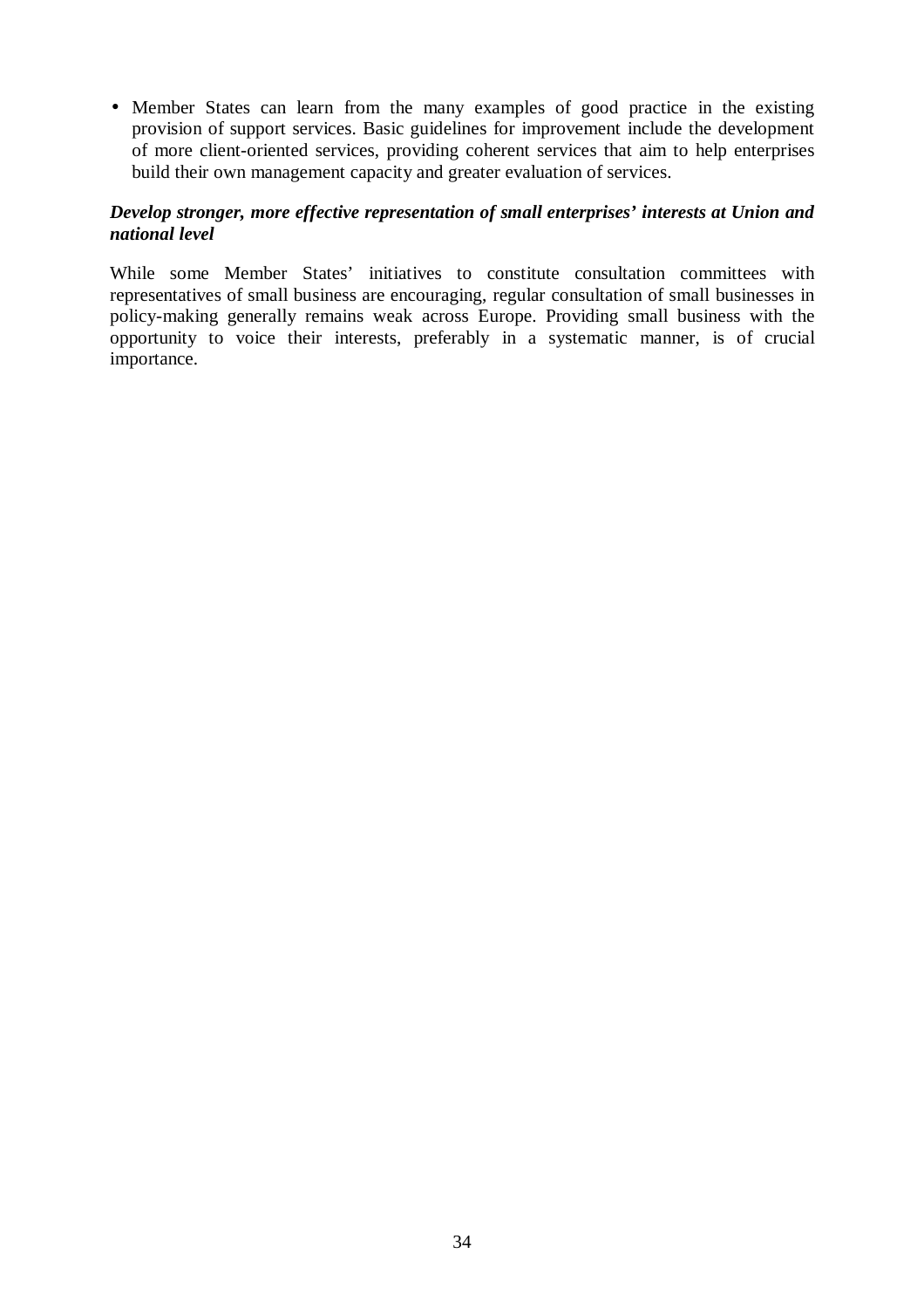- Member States can learn from the many examples of good practice in the existing provision of support services. Basic guidelines for improvement include the development of more client-oriented services, providing coherent services that aim to help enterprises build their own management capacity and greater evaluation of services.

***Develop stronger, more effective representation of small enterprises' interests at Union and national level***

While some Member States' initiatives to constitute consultation committees with representatives of small business are encouraging, regular consultation of small businesses in policy-making generally remains weak across Europe. Providing small business with the opportunity to voice their interests, preferably in a systematic manner, is of crucial importance.